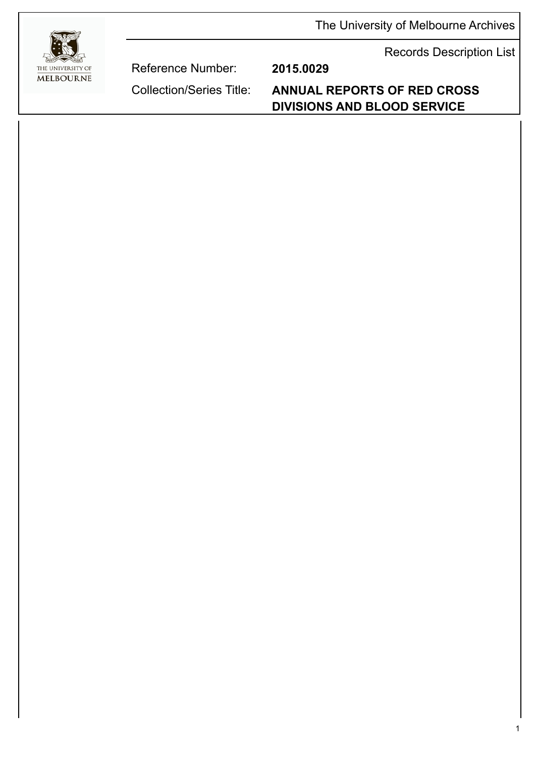The University of Melbourne Archives

Records Description List

Reference Number: **2015.0029**

Collection/Series Title: **ANNUAL REPORTS OF RED CROSS DIVISIONS AND BLOOD SERVICE**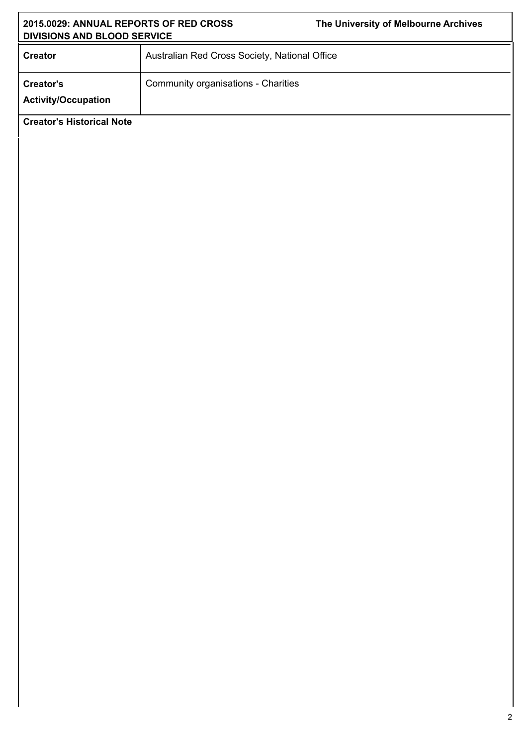| Creator | Australian Red Cross Society, National Office |
| --- | --- |
| Creator's Activity/Occupation | Community organisations - Charities |

**Creator's Historical Note**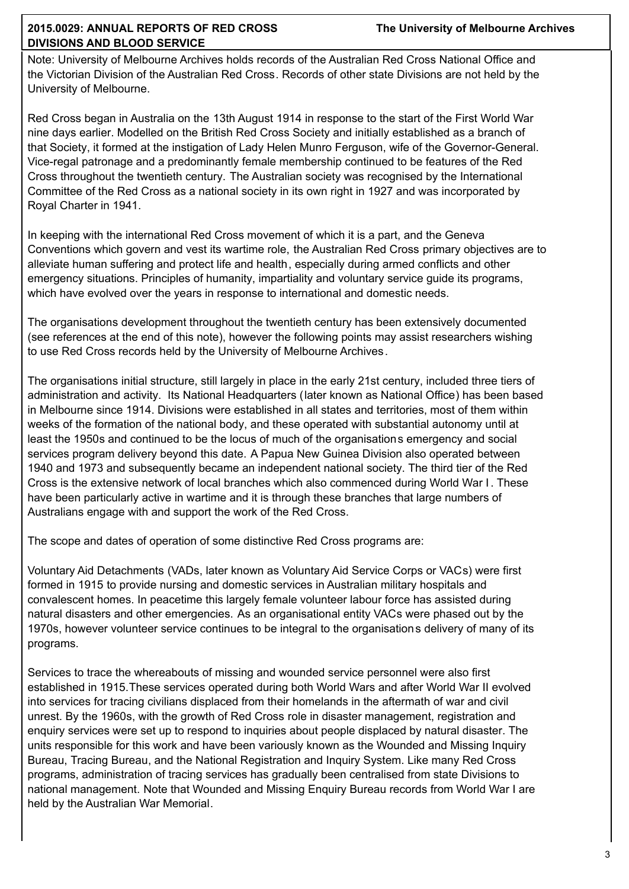Note: University of Melbourne Archives holds records of the Australian Red Cross National Office and the Victorian Division of the Australian Red Cross. Records of other state Divisions are not held by the University of Melbourne.

Red Cross began in Australia on the 13th August 1914 in response to the start of the First World War nine days earlier. Modelled on the British Red Cross Society and initially established as a branch of that Society, it formed at the instigation of Lady Helen Munro Ferguson, wife of the Governor-General. Vice-regal patronage and a predominantly female membership continued to be features of the Red Cross throughout the twentieth century. The Australian society was recognised by the International Committee of the Red Cross as a national society in its own right in 1927 and was incorporated by Royal Charter in 1941.

In keeping with the international Red Cross movement of which it is a part, and the Geneva Conventions which govern and vest its wartime role, the Australian Red Cross primary objectives are to alleviate human suffering and protect life and health, especially during armed conflicts and other emergency situations. Principles of humanity, impartiality and voluntary service guide its programs, which have evolved over the years in response to international and domestic needs.

The organisations development throughout the twentieth century has been extensively documented (see references at the end of this note), however the following points may assist researchers wishing to use Red Cross records held by the University of Melbourne Archives.

The organisations initial structure, still largely in place in the early 21st century, included three tiers of administration and activity. Its National Headquarters (later known as National Office) has been based in Melbourne since 1914. Divisions were established in all states and territories, most of them within weeks of the formation of the national body, and these operated with substantial autonomy until at least the 1950s and continued to be the locus of much of the organisations emergency and social services program delivery beyond this date. A Papua New Guinea Division also operated between 1940 and 1973 and subsequently became an independent national society. The third tier of the Red Cross is the extensive network of local branches which also commenced during World War I. These have been particularly active in wartime and it is through these branches that large numbers of Australians engage with and support the work of the Red Cross.

The scope and dates of operation of some distinctive Red Cross programs are:

Voluntary Aid Detachments (VADs, later known as Voluntary Aid Service Corps or VACs) were first formed in 1915 to provide nursing and domestic services in Australian military hospitals and convalescent homes. In peacetime this largely female volunteer labour force has assisted during natural disasters and other emergencies. As an organisational entity VACs were phased out by the 1970s, however volunteer service continues to be integral to the organisations delivery of many of its programs.

Services to trace the whereabouts of missing and wounded service personnel were also first established in 1915.These services operated during both World Wars and after World War II evolved into services for tracing civilians displaced from their homelands in the aftermath of war and civil unrest. By the 1960s, with the growth of Red Cross role in disaster management, registration and enquiry services were set up to respond to inquiries about people displaced by natural disaster. The units responsible for this work and have been variously known as the Wounded and Missing Inquiry Bureau, Tracing Bureau, and the National Registration and Inquiry System. Like many Red Cross programs, administration of tracing services has gradually been centralised from state Divisions to national management. Note that Wounded and Missing Enquiry Bureau records from World War I are held by the Australian War Memorial.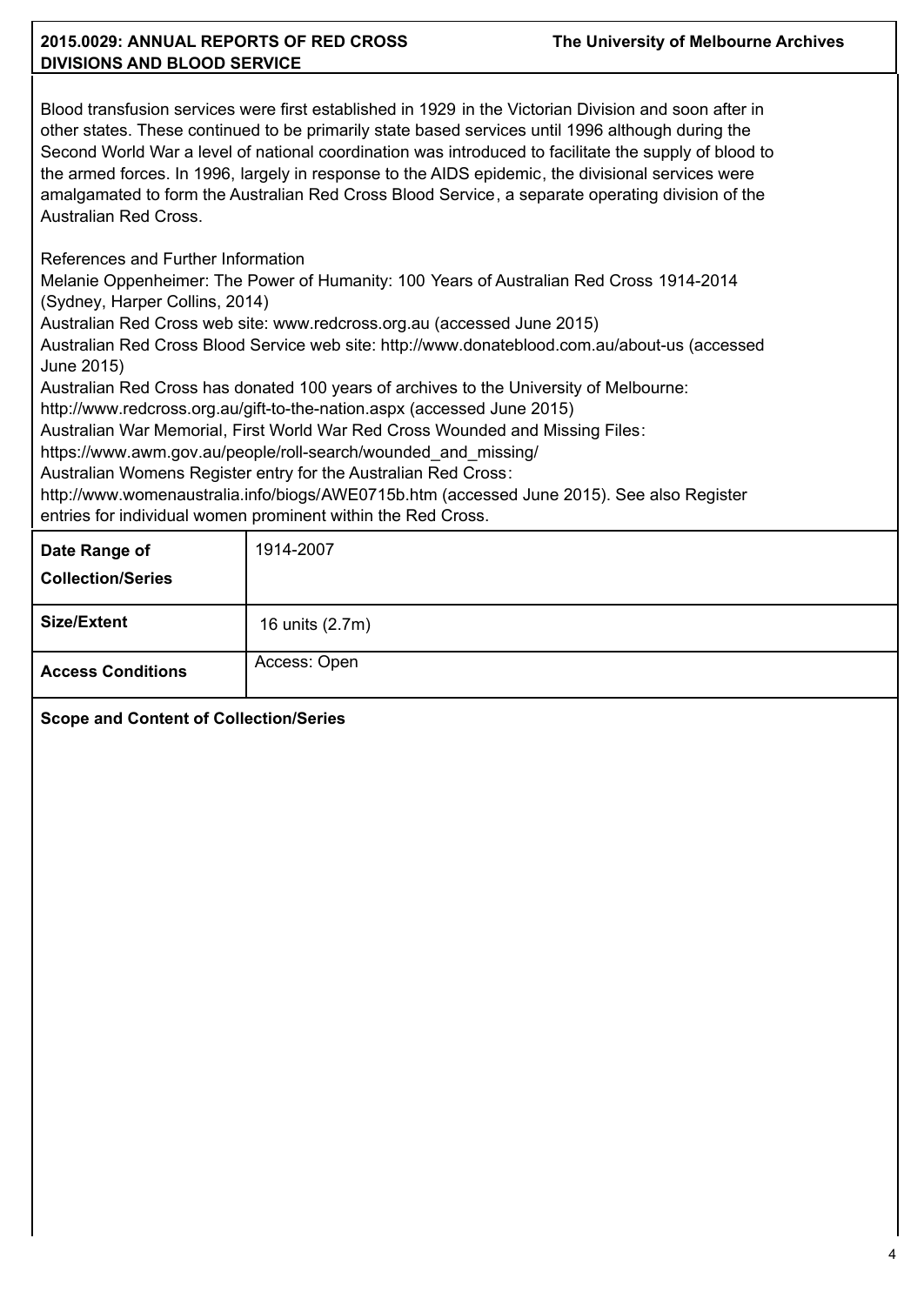Blood transfusion services were first established in 1929 in the Victorian Division and soon after in other states. These continued to be primarily state based services until 1996 although during the Second World War a level of national coordination was introduced to facilitate the supply of blood to the armed forces. In 1996, largely in response to the AIDS epidemic, the divisional services were amalgamated to form the Australian Red Cross Blood Service, a separate operating division of the Australian Red Cross.

References and Further Information
Melanie Oppenheimer: The Power of Humanity: 100 Years of Australian Red Cross 1914-2014 (Sydney, Harper Collins, 2014)
Australian Red Cross web site: www.redcross.org.au (accessed June 2015)
Australian Red Cross Blood Service web site: http://www.donateblood.com.au/about-us (accessed June 2015)
Australian Red Cross has donated 100 years of archives to the University of Melbourne: http://www.redcross.org.au/gift-to-the-nation.aspx (accessed June 2015)
Australian War Memorial, First World War Red Cross Wounded and Missing Files: https://www.awm.gov.au/people/roll-search/wounded_and_missing/
Australian Womens Register entry for the Australian Red Cross: http://www.womenaustralia.info/biogs/AWE0715b.htm (accessed June 2015). See also Register entries for individual women prominent within the Red Cross.

| | |
|---|---|
| **Date Range of Collection/Series** | 1914-2007 |
| **Size/Extent** | 16 units (2.7m) |
| **Access Conditions** | Access: Open |

**Scope and Content of Collection/Series**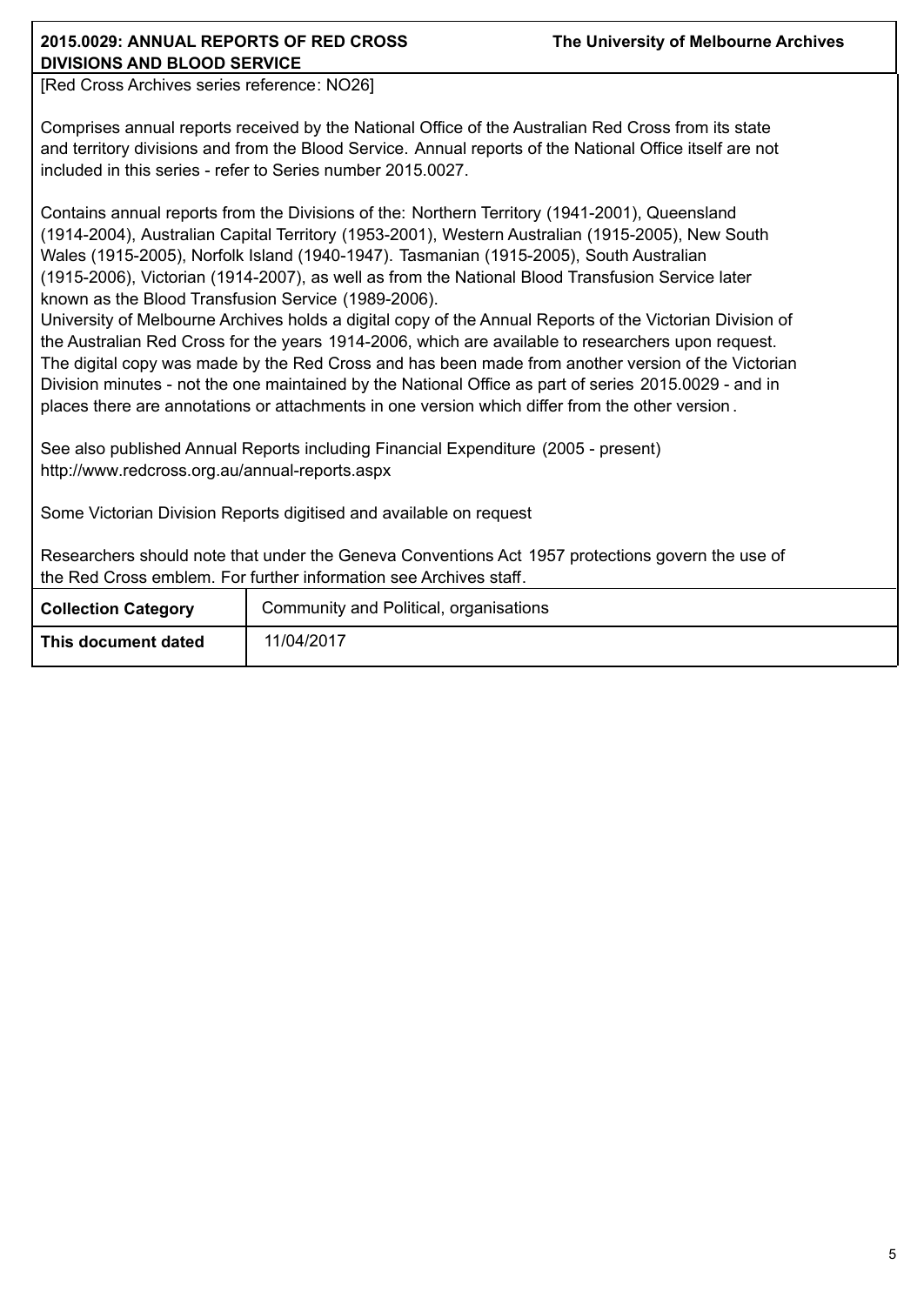## 2015.0029: ANNUAL REPORTS OF RED CROSS DIVISIONS AND BLOOD SERVICE

**The University of Melbourne Archives**

[Red Cross Archives series reference: NO26]

Comprises annual reports received by the National Office of the Australian Red Cross from its state and territory divisions and from the Blood Service. Annual reports of the National Office itself are not included in this series - refer to Series number 2015.0027.

Contains annual reports from the Divisions of the: Northern Territory (1941-2001), Queensland (1914-2004), Australian Capital Territory (1953-2001), Western Australian (1915-2005), New South Wales (1915-2005), Norfolk Island (1940-1947). Tasmanian (1915-2005), South Australian (1915-2006), Victorian (1914-2007), as well as from the National Blood Transfusion Service later known as the Blood Transfusion Service (1989-2006).

University of Melbourne Archives holds a digital copy of the Annual Reports of the Victorian Division of the Australian Red Cross for the years 1914-2006, which are available to researchers upon request. The digital copy was made by the Red Cross and has been made from another version of the Victorian Division minutes - not the one maintained by the National Office as part of series 2015.0029 - and in places there are annotations or attachments in one version which differ from the other version.

See also published Annual Reports including Financial Expenditure (2005 - present) http://www.redcross.org.au/annual-reports.aspx

Some Victorian Division Reports digitised and available on request

Researchers should note that under the Geneva Conventions Act 1957 protections govern the use of the Red Cross emblem. For further information see Archives staff.

| | |
|---|---|
| **Collection Category** | Community and Political, organisations |
| **This document dated** | 11/04/2017 |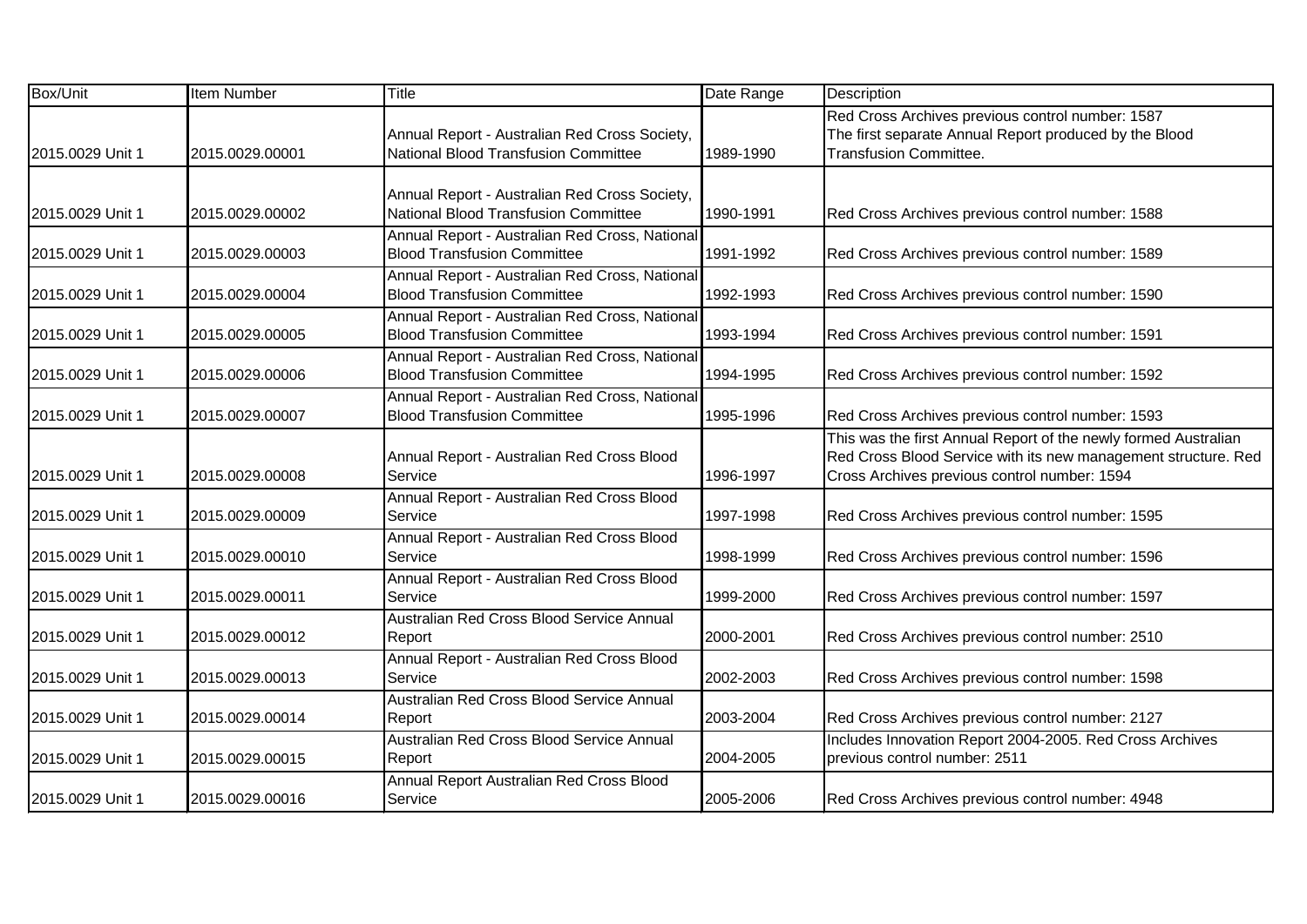| Box/Unit | Item Number | Title | Date Range | Description |
|---|---|---|---|---|
| 2015.0029 Unit 1 | 2015.0029.00001 | Annual Report - Australian Red Cross Society, National Blood Transfusion Committee | 1989-1990 | Red Cross Archives previous control number: 1587 The first separate Annual Report produced by the Blood Transfusion Committee. |
| 2015.0029 Unit 1 | 2015.0029.00002 | Annual Report - Australian Red Cross Society, National Blood Transfusion Committee | 1990-1991 | Red Cross Archives previous control number: 1588 |
| 2015.0029 Unit 1 | 2015.0029.00003 | Annual Report - Australian Red Cross, National Blood Transfusion Committee | 1991-1992 | Red Cross Archives previous control number: 1589 |
| 2015.0029 Unit 1 | 2015.0029.00004 | Annual Report - Australian Red Cross, National Blood Transfusion Committee | 1992-1993 | Red Cross Archives previous control number: 1590 |
| 2015.0029 Unit 1 | 2015.0029.00005 | Annual Report - Australian Red Cross, National Blood Transfusion Committee | 1993-1994 | Red Cross Archives previous control number: 1591 |
| 2015.0029 Unit 1 | 2015.0029.00006 | Annual Report - Australian Red Cross, National Blood Transfusion Committee | 1994-1995 | Red Cross Archives previous control number: 1592 |
| 2015.0029 Unit 1 | 2015.0029.00007 | Annual Report - Australian Red Cross, National Blood Transfusion Committee | 1995-1996 | Red Cross Archives previous control number: 1593 |
| 2015.0029 Unit 1 | 2015.0029.00008 | Annual Report - Australian Red Cross Blood Service | 1996-1997 | This was the first Annual Report of the newly formed Australian Red Cross Blood Service with its new management structure. Red Cross Archives previous control number: 1594 |
| 2015.0029 Unit 1 | 2015.0029.00009 | Annual Report - Australian Red Cross Blood Service | 1997-1998 | Red Cross Archives previous control number: 1595 |
| 2015.0029 Unit 1 | 2015.0029.00010 | Annual Report - Australian Red Cross Blood Service | 1998-1999 | Red Cross Archives previous control number: 1596 |
| 2015.0029 Unit 1 | 2015.0029.00011 | Annual Report - Australian Red Cross Blood Service | 1999-2000 | Red Cross Archives previous control number: 1597 |
| 2015.0029 Unit 1 | 2015.0029.00012 | Australian Red Cross Blood Service Annual Report | 2000-2001 | Red Cross Archives previous control number: 2510 |
| 2015.0029 Unit 1 | 2015.0029.00013 | Annual Report - Australian Red Cross Blood Service | 2002-2003 | Red Cross Archives previous control number: 1598 |
| 2015.0029 Unit 1 | 2015.0029.00014 | Australian Red Cross Blood Service Annual Report | 2003-2004 | Red Cross Archives previous control number: 2127 |
| 2015.0029 Unit 1 | 2015.0029.00015 | Australian Red Cross Blood Service Annual Report | 2004-2005 | Includes Innovation Report 2004-2005. Red Cross Archives previous control number: 2511 |
| 2015.0029 Unit 1 | 2015.0029.00016 | Annual Report Australian Red Cross Blood Service | 2005-2006 | Red Cross Archives previous control number: 4948 |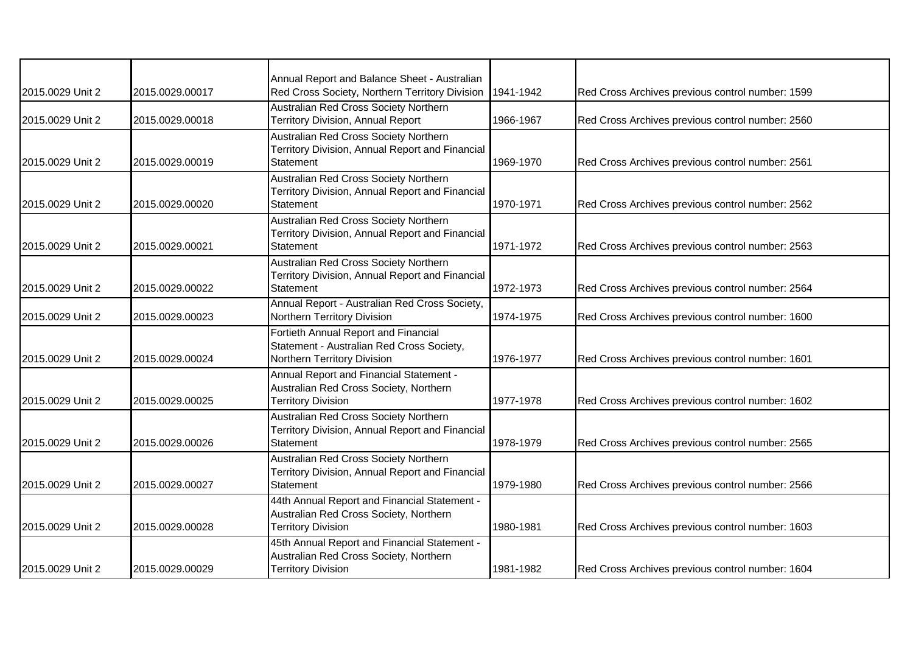| | | | | |
|---|---|---|---|---|
| 2015.0029 Unit 2 | 2015.0029.00017 | Annual Report and Balance Sheet - Australian Red Cross Society, Northern Territory Division | 1941-1942 | Red Cross Archives previous control number: 1599 |
| 2015.0029 Unit 2 | 2015.0029.00018 | Australian Red Cross Society Northern Territory Division, Annual Report | 1966-1967 | Red Cross Archives previous control number: 2560 |
| 2015.0029 Unit 2 | 2015.0029.00019 | Australian Red Cross Society Northern Territory Division, Annual Report and Financial Statement | 1969-1970 | Red Cross Archives previous control number: 2561 |
| 2015.0029 Unit 2 | 2015.0029.00020 | Australian Red Cross Society Northern Territory Division, Annual Report and Financial Statement | 1970-1971 | Red Cross Archives previous control number: 2562 |
| 2015.0029 Unit 2 | 2015.0029.00021 | Australian Red Cross Society Northern Territory Division, Annual Report and Financial Statement | 1971-1972 | Red Cross Archives previous control number: 2563 |
| 2015.0029 Unit 2 | 2015.0029.00022 | Australian Red Cross Society Northern Territory Division, Annual Report and Financial Statement | 1972-1973 | Red Cross Archives previous control number: 2564 |
| 2015.0029 Unit 2 | 2015.0029.00023 | Annual Report - Australian Red Cross Society, Northern Territory Division | 1974-1975 | Red Cross Archives previous control number: 1600 |
| 2015.0029 Unit 2 | 2015.0029.00024 | Fortieth Annual Report and Financial Statement - Australian Red Cross Society, Northern Territory Division | 1976-1977 | Red Cross Archives previous control number: 1601 |
| 2015.0029 Unit 2 | 2015.0029.00025 | Annual Report and Financial Statement - Australian Red Cross Society, Northern Territory Division | 1977-1978 | Red Cross Archives previous control number: 1602 |
| 2015.0029 Unit 2 | 2015.0029.00026 | Australian Red Cross Society Northern Territory Division, Annual Report and Financial Statement | 1978-1979 | Red Cross Archives previous control number: 2565 |
| 2015.0029 Unit 2 | 2015.0029.00027 | Australian Red Cross Society Northern Territory Division, Annual Report and Financial Statement | 1979-1980 | Red Cross Archives previous control number: 2566 |
| 2015.0029 Unit 2 | 2015.0029.00028 | 44th Annual Report and Financial Statement - Australian Red Cross Society, Northern Territory Division | 1980-1981 | Red Cross Archives previous control number: 1603 |
| 2015.0029 Unit 2 | 2015.0029.00029 | 45th Annual Report and Financial Statement - Australian Red Cross Society, Northern Territory Division | 1981-1982 | Red Cross Archives previous control number: 1604 |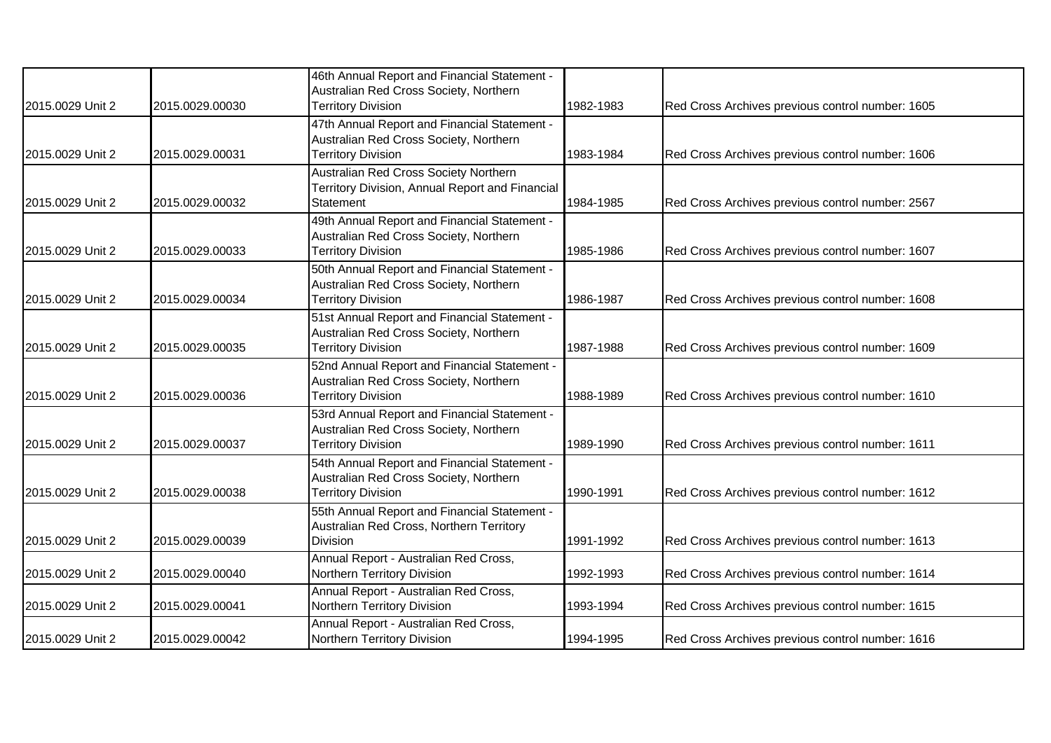| | | | | |
|---|---|---|---|---|
| 2015.0029 Unit 2 | 2015.0029.00030 | 46th Annual Report and Financial Statement - Australian Red Cross Society, Northern Territory Division | 1982-1983 | Red Cross Archives previous control number: 1605 |
| 2015.0029 Unit 2 | 2015.0029.00031 | 47th Annual Report and Financial Statement - Australian Red Cross Society, Northern Territory Division | 1983-1984 | Red Cross Archives previous control number: 1606 |
| 2015.0029 Unit 2 | 2015.0029.00032 | Australian Red Cross Society Northern Territory Division, Annual Report and Financial Statement | 1984-1985 | Red Cross Archives previous control number: 2567 |
| 2015.0029 Unit 2 | 2015.0029.00033 | 49th Annual Report and Financial Statement - Australian Red Cross Society, Northern Territory Division | 1985-1986 | Red Cross Archives previous control number: 1607 |
| 2015.0029 Unit 2 | 2015.0029.00034 | 50th Annual Report and Financial Statement - Australian Red Cross Society, Northern Territory Division | 1986-1987 | Red Cross Archives previous control number: 1608 |
| 2015.0029 Unit 2 | 2015.0029.00035 | 51st Annual Report and Financial Statement - Australian Red Cross Society, Northern Territory Division | 1987-1988 | Red Cross Archives previous control number: 1609 |
| 2015.0029 Unit 2 | 2015.0029.00036 | 52nd Annual Report and Financial Statement - Australian Red Cross Society, Northern Territory Division | 1988-1989 | Red Cross Archives previous control number: 1610 |
| 2015.0029 Unit 2 | 2015.0029.00037 | 53rd Annual Report and Financial Statement - Australian Red Cross Society, Northern Territory Division | 1989-1990 | Red Cross Archives previous control number: 1611 |
| 2015.0029 Unit 2 | 2015.0029.00038 | 54th Annual Report and Financial Statement - Australian Red Cross Society, Northern Territory Division | 1990-1991 | Red Cross Archives previous control number: 1612 |
| 2015.0029 Unit 2 | 2015.0029.00039 | 55th Annual Report and Financial Statement - Australian Red Cross, Northern Territory Division | 1991-1992 | Red Cross Archives previous control number: 1613 |
| 2015.0029 Unit 2 | 2015.0029.00040 | Annual Report - Australian Red Cross, Northern Territory Division | 1992-1993 | Red Cross Archives previous control number: 1614 |
| 2015.0029 Unit 2 | 2015.0029.00041 | Annual Report - Australian Red Cross, Northern Territory Division | 1993-1994 | Red Cross Archives previous control number: 1615 |
| 2015.0029 Unit 2 | 2015.0029.00042 | Annual Report - Australian Red Cross, Northern Territory Division | 1994-1995 | Red Cross Archives previous control number: 1616 |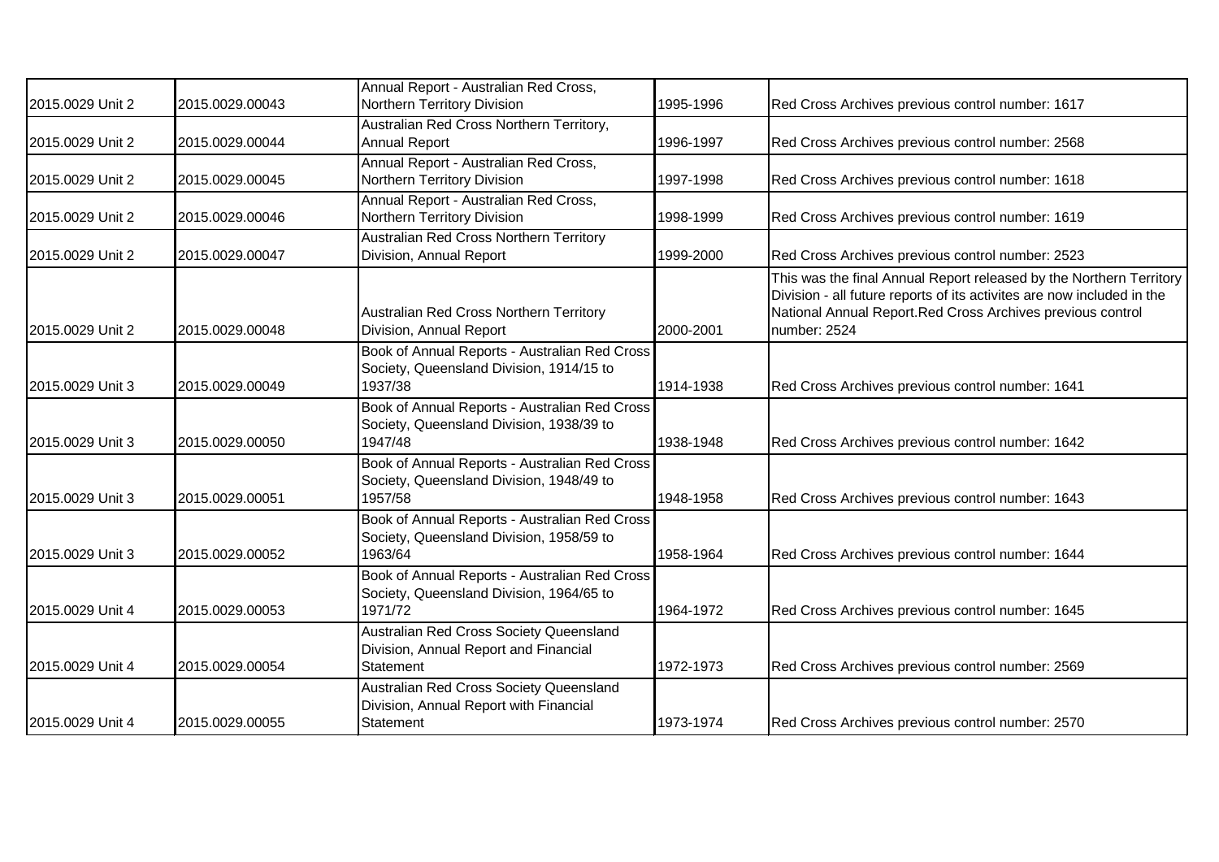| | | | | |
|---|---|---|---|---|
| 2015.0029 Unit 2 | 2015.0029.00043 | Annual Report - Australian Red Cross, Northern Territory Division | 1995-1996 | Red Cross Archives previous control number: 1617 |
| 2015.0029 Unit 2 | 2015.0029.00044 | Australian Red Cross Northern Territory, Annual Report | 1996-1997 | Red Cross Archives previous control number: 2568 |
| 2015.0029 Unit 2 | 2015.0029.00045 | Annual Report - Australian Red Cross, Northern Territory Division | 1997-1998 | Red Cross Archives previous control number: 1618 |
| 2015.0029 Unit 2 | 2015.0029.00046 | Annual Report - Australian Red Cross, Northern Territory Division | 1998-1999 | Red Cross Archives previous control number: 1619 |
| 2015.0029 Unit 2 | 2015.0029.00047 | Australian Red Cross Northern Territory Division, Annual Report | 1999-2000 | Red Cross Archives previous control number: 2523 |
| 2015.0029 Unit 2 | 2015.0029.00048 | Australian Red Cross Northern Territory Division, Annual Report | 2000-2001 | This was the final Annual Report released by the Northern Territory Division - all future reports of its activites are now included in the National Annual Report.Red Cross Archives previous control number: 2524 |
| 2015.0029 Unit 3 | 2015.0029.00049 | Book of Annual Reports - Australian Red Cross Society, Queensland Division, 1914/15 to 1937/38 | 1914-1938 | Red Cross Archives previous control number: 1641 |
| 2015.0029 Unit 3 | 2015.0029.00050 | Book of Annual Reports - Australian Red Cross Society, Queensland Division, 1938/39 to 1947/48 | 1938-1948 | Red Cross Archives previous control number: 1642 |
| 2015.0029 Unit 3 | 2015.0029.00051 | Book of Annual Reports - Australian Red Cross Society, Queensland Division, 1948/49 to 1957/58 | 1948-1958 | Red Cross Archives previous control number: 1643 |
| 2015.0029 Unit 3 | 2015.0029.00052 | Book of Annual Reports - Australian Red Cross Society, Queensland Division, 1958/59 to 1963/64 | 1958-1964 | Red Cross Archives previous control number: 1644 |
| 2015.0029 Unit 4 | 2015.0029.00053 | Book of Annual Reports - Australian Red Cross Society, Queensland Division, 1964/65 to 1971/72 | 1964-1972 | Red Cross Archives previous control number: 1645 |
| 2015.0029 Unit 4 | 2015.0029.00054 | Australian Red Cross Society Queensland Division, Annual Report and Financial Statement | 1972-1973 | Red Cross Archives previous control number: 2569 |
| 2015.0029 Unit 4 | 2015.0029.00055 | Australian Red Cross Society Queensland Division, Annual Report with Financial Statement | 1973-1974 | Red Cross Archives previous control number: 2570 |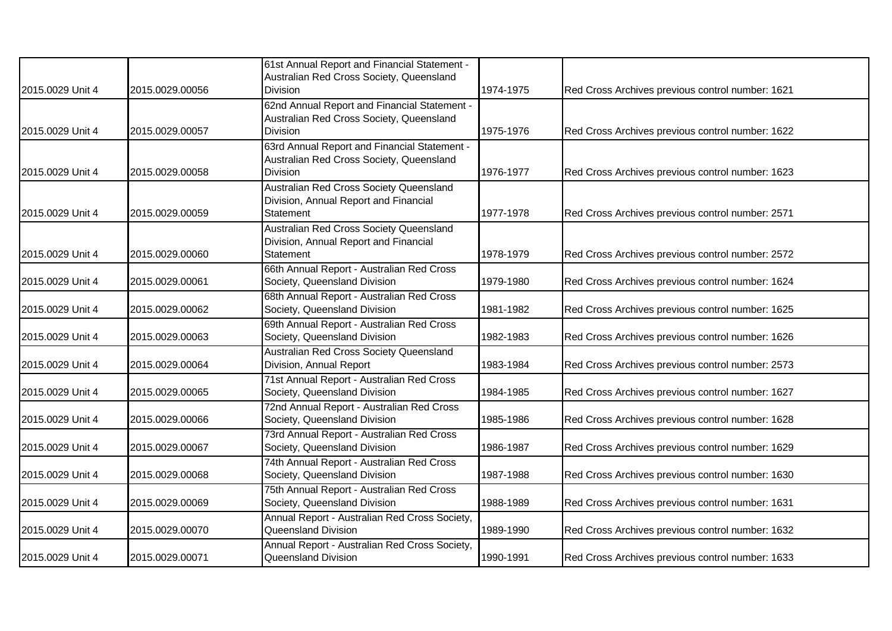| | | | | |
|---|---|---|---|---|
| 2015.0029 Unit 4 | 2015.0029.00056 | 61st Annual Report and Financial Statement - Australian Red Cross Society, Queensland Division | 1974-1975 | Red Cross Archives previous control number: 1621 |
| 2015.0029 Unit 4 | 2015.0029.00057 | 62nd Annual Report and Financial Statement - Australian Red Cross Society, Queensland Division | 1975-1976 | Red Cross Archives previous control number: 1622 |
| 2015.0029 Unit 4 | 2015.0029.00058 | 63rd Annual Report and Financial Statement - Australian Red Cross Society, Queensland Division | 1976-1977 | Red Cross Archives previous control number: 1623 |
| 2015.0029 Unit 4 | 2015.0029.00059 | Australian Red Cross Society Queensland Division, Annual Report and Financial Statement | 1977-1978 | Red Cross Archives previous control number: 2571 |
| 2015.0029 Unit 4 | 2015.0029.00060 | Australian Red Cross Society Queensland Division, Annual Report and Financial Statement | 1978-1979 | Red Cross Archives previous control number: 2572 |
| 2015.0029 Unit 4 | 2015.0029.00061 | 66th Annual Report - Australian Red Cross Society, Queensland Division | 1979-1980 | Red Cross Archives previous control number: 1624 |
| 2015.0029 Unit 4 | 2015.0029.00062 | 68th Annual Report - Australian Red Cross Society, Queensland Division | 1981-1982 | Red Cross Archives previous control number: 1625 |
| 2015.0029 Unit 4 | 2015.0029.00063 | 69th Annual Report - Australian Red Cross Society, Queensland Division | 1982-1983 | Red Cross Archives previous control number: 1626 |
| 2015.0029 Unit 4 | 2015.0029.00064 | Australian Red Cross Society Queensland Division, Annual Report | 1983-1984 | Red Cross Archives previous control number: 2573 |
| 2015.0029 Unit 4 | 2015.0029.00065 | 71st Annual Report - Australian Red Cross Society, Queensland Division | 1984-1985 | Red Cross Archives previous control number: 1627 |
| 2015.0029 Unit 4 | 2015.0029.00066 | 72nd Annual Report - Australian Red Cross Society, Queensland Division | 1985-1986 | Red Cross Archives previous control number: 1628 |
| 2015.0029 Unit 4 | 2015.0029.00067 | 73rd Annual Report - Australian Red Cross Society, Queensland Division | 1986-1987 | Red Cross Archives previous control number: 1629 |
| 2015.0029 Unit 4 | 2015.0029.00068 | 74th Annual Report - Australian Red Cross Society, Queensland Division | 1987-1988 | Red Cross Archives previous control number: 1630 |
| 2015.0029 Unit 4 | 2015.0029.00069 | 75th Annual Report - Australian Red Cross Society, Queensland Division | 1988-1989 | Red Cross Archives previous control number: 1631 |
| 2015.0029 Unit 4 | 2015.0029.00070 | Annual Report - Australian Red Cross Society, Queensland Division | 1989-1990 | Red Cross Archives previous control number: 1632 |
| 2015.0029 Unit 4 | 2015.0029.00071 | Annual Report - Australian Red Cross Society, Queensland Division | 1990-1991 | Red Cross Archives previous control number: 1633 |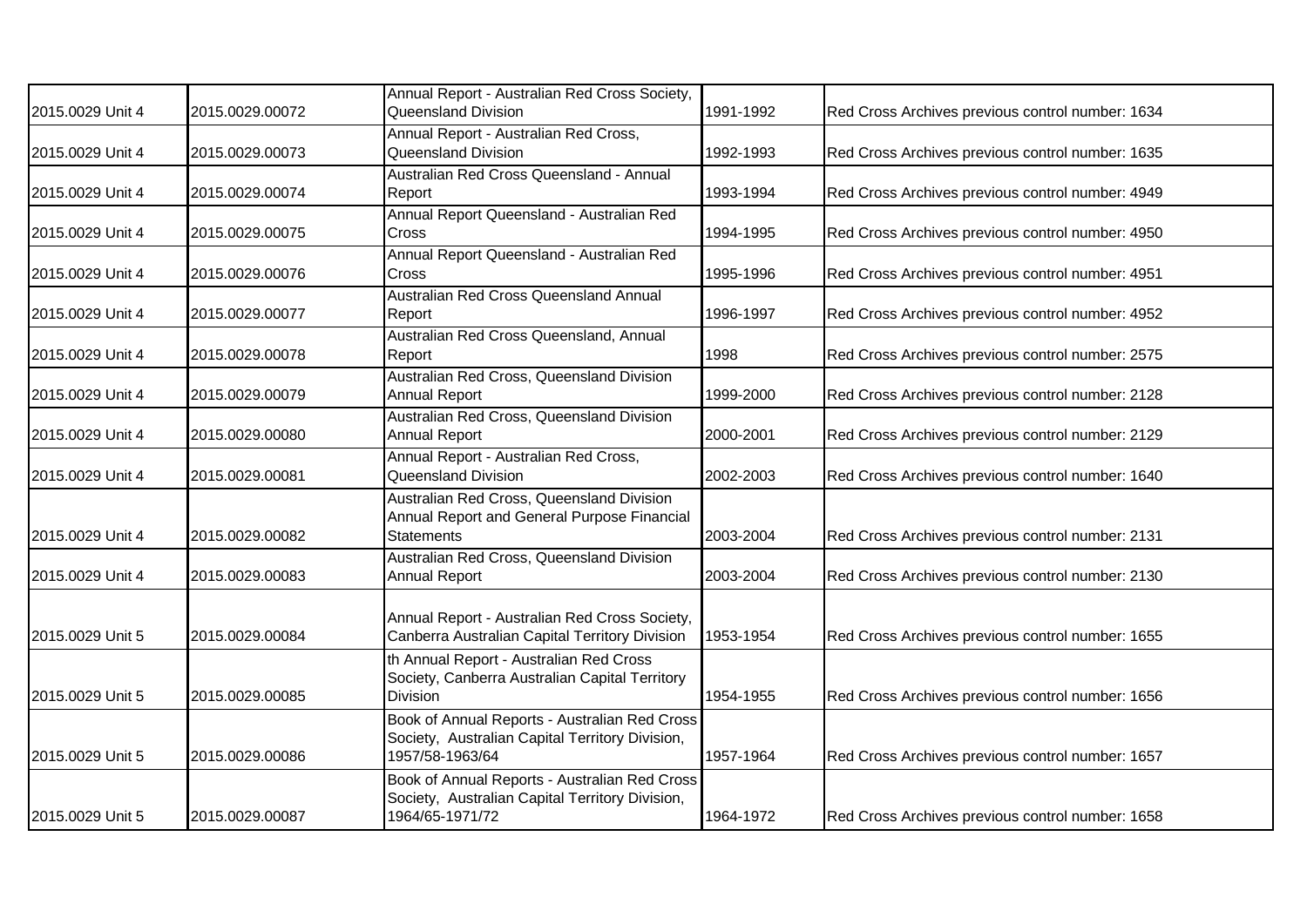| 2015.0029 Unit 4 | 2015.0029.00072 | Annual Report - Australian Red Cross Society, Queensland Division | 1991-1992 | Red Cross Archives previous control number: 1634 |
|---|---|---|---|---|
| 2015.0029 Unit 4 | 2015.0029.00073 | Annual Report - Australian Red Cross, Queensland Division | 1992-1993 | Red Cross Archives previous control number: 1635 |
| 2015.0029 Unit 4 | 2015.0029.00074 | Australian Red Cross Queensland - Annual Report | 1993-1994 | Red Cross Archives previous control number: 4949 |
| 2015.0029 Unit 4 | 2015.0029.00075 | Annual Report Queensland - Australian Red Cross | 1994-1995 | Red Cross Archives previous control number: 4950 |
| 2015.0029 Unit 4 | 2015.0029.00076 | Annual Report Queensland - Australian Red Cross | 1995-1996 | Red Cross Archives previous control number: 4951 |
| 2015.0029 Unit 4 | 2015.0029.00077 | Australian Red Cross Queensland Annual Report | 1996-1997 | Red Cross Archives previous control number: 4952 |
| 2015.0029 Unit 4 | 2015.0029.00078 | Australian Red Cross Queensland, Annual Report | 1998 | Red Cross Archives previous control number: 2575 |
| 2015.0029 Unit 4 | 2015.0029.00079 | Australian Red Cross, Queensland Division Annual Report | 1999-2000 | Red Cross Archives previous control number: 2128 |
| 2015.0029 Unit 4 | 2015.0029.00080 | Australian Red Cross, Queensland Division Annual Report | 2000-2001 | Red Cross Archives previous control number: 2129 |
| 2015.0029 Unit 4 | 2015.0029.00081 | Annual Report - Australian Red Cross, Queensland Division | 2002-2003 | Red Cross Archives previous control number: 1640 |
| 2015.0029 Unit 4 | 2015.0029.00082 | Australian Red Cross, Queensland Division Annual Report and General Purpose Financial Statements | 2003-2004 | Red Cross Archives previous control number: 2131 |
| 2015.0029 Unit 4 | 2015.0029.00083 | Australian Red Cross, Queensland Division Annual Report | 2003-2004 | Red Cross Archives previous control number: 2130 |
| 2015.0029 Unit 5 | 2015.0029.00084 | Annual Report - Australian Red Cross Society, Canberra Australian Capital Territory Division | 1953-1954 | Red Cross Archives previous control number: 1655 |
| 2015.0029 Unit 5 | 2015.0029.00085 | th Annual Report - Australian Red Cross Society, Canberra Australian Capital Territory Division | 1954-1955 | Red Cross Archives previous control number: 1656 |
| 2015.0029 Unit 5 | 2015.0029.00086 | Book of Annual Reports - Australian Red Cross Society, Australian Capital Territory Division, 1957/58-1963/64 | 1957-1964 | Red Cross Archives previous control number: 1657 |
| 2015.0029 Unit 5 | 2015.0029.00087 | Book of Annual Reports - Australian Red Cross Society, Australian Capital Territory Division, 1964/65-1971/72 | 1964-1972 | Red Cross Archives previous control number: 1658 |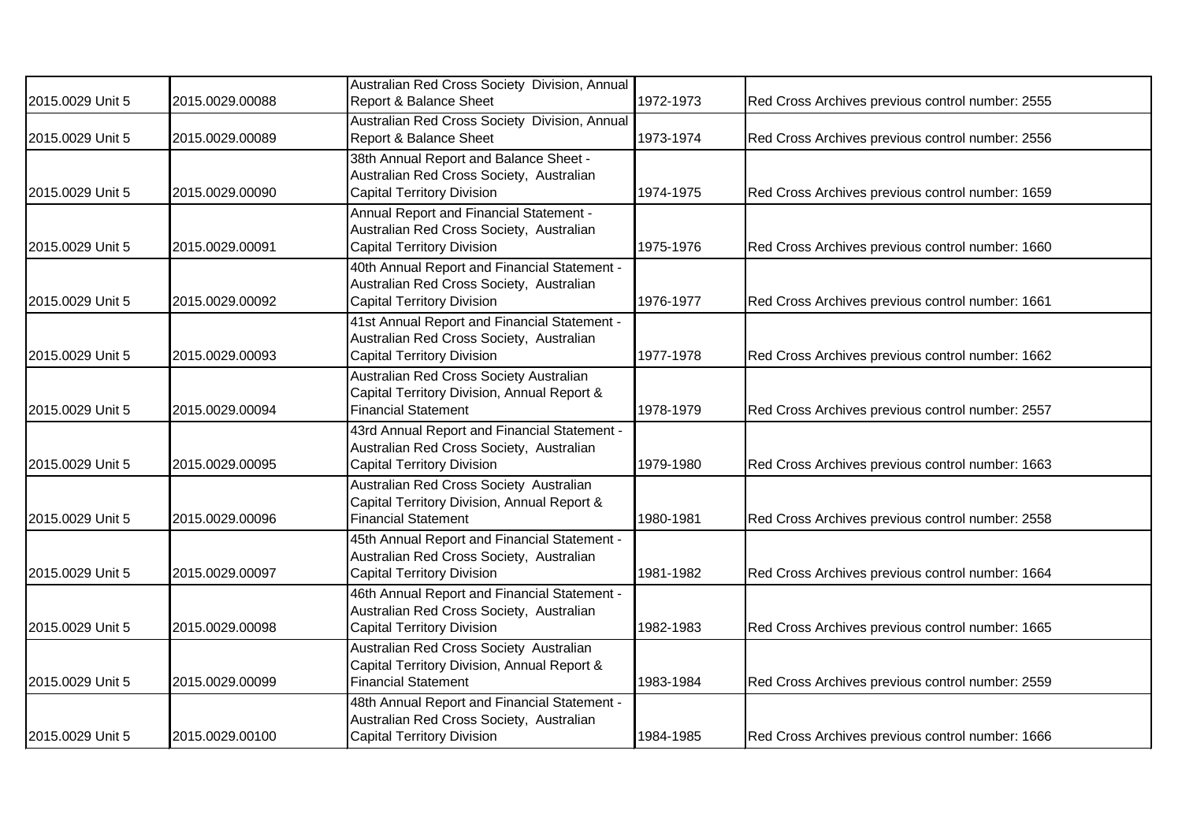| | | | | |
|---|---|---|---|---|
| 2015.0029 Unit 5 | 2015.0029.00088 | Australian Red Cross Society Division, Annual Report & Balance Sheet | 1972-1973 | Red Cross Archives previous control number: 2555 |
| 2015.0029 Unit 5 | 2015.0029.00089 | Australian Red Cross Society Division, Annual Report & Balance Sheet | 1973-1974 | Red Cross Archives previous control number: 2556 |
| 2015.0029 Unit 5 | 2015.0029.00090 | 38th Annual Report and Balance Sheet - Australian Red Cross Society, Australian Capital Territory Division | 1974-1975 | Red Cross Archives previous control number: 1659 |
| 2015.0029 Unit 5 | 2015.0029.00091 | Annual Report and Financial Statement - Australian Red Cross Society, Australian Capital Territory Division | 1975-1976 | Red Cross Archives previous control number: 1660 |
| 2015.0029 Unit 5 | 2015.0029.00092 | 40th Annual Report and Financial Statement - Australian Red Cross Society, Australian Capital Territory Division | 1976-1977 | Red Cross Archives previous control number: 1661 |
| 2015.0029 Unit 5 | 2015.0029.00093 | 41st Annual Report and Financial Statement - Australian Red Cross Society, Australian Capital Territory Division | 1977-1978 | Red Cross Archives previous control number: 1662 |
| 2015.0029 Unit 5 | 2015.0029.00094 | Australian Red Cross Society Australian Capital Territory Division, Annual Report & Financial Statement | 1978-1979 | Red Cross Archives previous control number: 2557 |
| 2015.0029 Unit 5 | 2015.0029.00095 | 43rd Annual Report and Financial Statement - Australian Red Cross Society, Australian Capital Territory Division | 1979-1980 | Red Cross Archives previous control number: 1663 |
| 2015.0029 Unit 5 | 2015.0029.00096 | Australian Red Cross Society Australian Capital Territory Division, Annual Report & Financial Statement | 1980-1981 | Red Cross Archives previous control number: 2558 |
| 2015.0029 Unit 5 | 2015.0029.00097 | 45th Annual Report and Financial Statement - Australian Red Cross Society, Australian Capital Territory Division | 1981-1982 | Red Cross Archives previous control number: 1664 |
| 2015.0029 Unit 5 | 2015.0029.00098 | 46th Annual Report and Financial Statement - Australian Red Cross Society, Australian Capital Territory Division | 1982-1983 | Red Cross Archives previous control number: 1665 |
| 2015.0029 Unit 5 | 2015.0029.00099 | Australian Red Cross Society Australian Capital Territory Division, Annual Report & Financial Statement | 1983-1984 | Red Cross Archives previous control number: 2559 |
| 2015.0029 Unit 5 | 2015.0029.00100 | 48th Annual Report and Financial Statement - Australian Red Cross Society, Australian Capital Territory Division | 1984-1985 | Red Cross Archives previous control number: 1666 |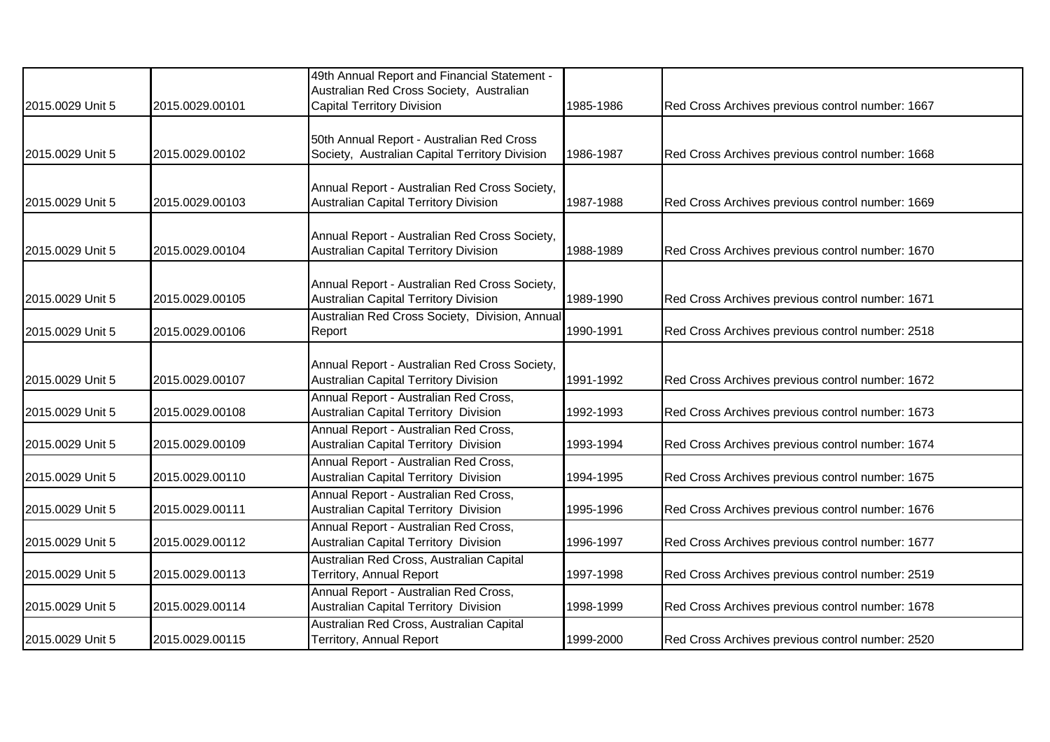| | | | | |
|---|---|---|---|---|
| 2015.0029 Unit 5 | 2015.0029.00101 | 49th Annual Report and Financial Statement - Australian Red Cross Society, Australian Capital Territory Division | 1985-1986 | Red Cross Archives previous control number: 1667 |
| 2015.0029 Unit 5 | 2015.0029.00102 | 50th Annual Report - Australian Red Cross Society, Australian Capital Territory Division | 1986-1987 | Red Cross Archives previous control number: 1668 |
| 2015.0029 Unit 5 | 2015.0029.00103 | Annual Report - Australian Red Cross Society, Australian Capital Territory Division | 1987-1988 | Red Cross Archives previous control number: 1669 |
| 2015.0029 Unit 5 | 2015.0029.00104 | Annual Report - Australian Red Cross Society, Australian Capital Territory Division | 1988-1989 | Red Cross Archives previous control number: 1670 |
| 2015.0029 Unit 5 | 2015.0029.00105 | Annual Report - Australian Red Cross Society, Australian Capital Territory Division | 1989-1990 | Red Cross Archives previous control number: 1671 |
| 2015.0029 Unit 5 | 2015.0029.00106 | Australian Red Cross Society, Division, Annual Report | 1990-1991 | Red Cross Archives previous control number: 2518 |
| 2015.0029 Unit 5 | 2015.0029.00107 | Annual Report - Australian Red Cross Society, Australian Capital Territory Division | 1991-1992 | Red Cross Archives previous control number: 1672 |
| 2015.0029 Unit 5 | 2015.0029.00108 | Annual Report - Australian Red Cross, Australian Capital Territory Division | 1992-1993 | Red Cross Archives previous control number: 1673 |
| 2015.0029 Unit 5 | 2015.0029.00109 | Annual Report - Australian Red Cross, Australian Capital Territory Division | 1993-1994 | Red Cross Archives previous control number: 1674 |
| 2015.0029 Unit 5 | 2015.0029.00110 | Annual Report - Australian Red Cross, Australian Capital Territory Division | 1994-1995 | Red Cross Archives previous control number: 1675 |
| 2015.0029 Unit 5 | 2015.0029.00111 | Annual Report - Australian Red Cross, Australian Capital Territory Division | 1995-1996 | Red Cross Archives previous control number: 1676 |
| 2015.0029 Unit 5 | 2015.0029.00112 | Annual Report - Australian Red Cross, Australian Capital Territory Division | 1996-1997 | Red Cross Archives previous control number: 1677 |
| 2015.0029 Unit 5 | 2015.0029.00113 | Australian Red Cross, Australian Capital Territory, Annual Report | 1997-1998 | Red Cross Archives previous control number: 2519 |
| 2015.0029 Unit 5 | 2015.0029.00114 | Annual Report - Australian Red Cross, Australian Capital Territory Division | 1998-1999 | Red Cross Archives previous control number: 1678 |
| 2015.0029 Unit 5 | 2015.0029.00115 | Australian Red Cross, Australian Capital Territory, Annual Report | 1999-2000 | Red Cross Archives previous control number: 2520 |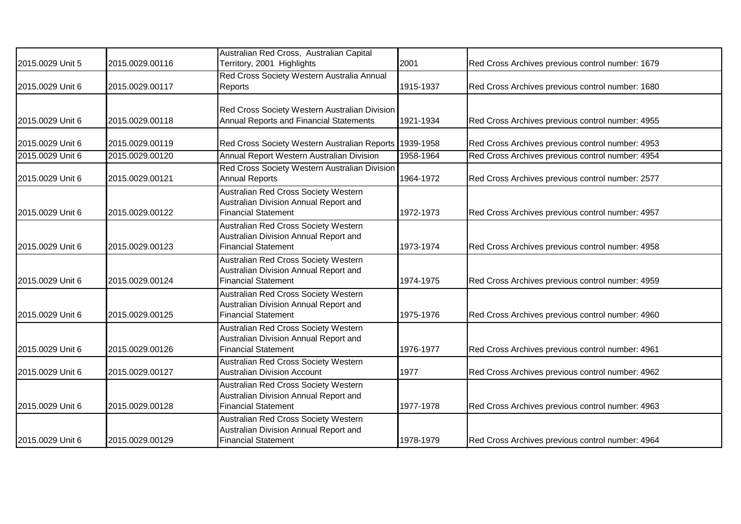| | | | | |
|---|---|---|---|---|
| 2015.0029 Unit 5 | 2015.0029.00116 | Australian Red Cross, Australian Capital Territory, 2001 Highlights | 2001 | Red Cross Archives previous control number: 1679 |
| 2015.0029 Unit 6 | 2015.0029.00117 | Red Cross Society Western Australia Annual Reports | 1915-1937 | Red Cross Archives previous control number: 1680 |
| 2015.0029 Unit 6 | 2015.0029.00118 | Red Cross Society Western Australian Division Annual Reports and Financial Statements | 1921-1934 | Red Cross Archives previous control number: 4955 |
| 2015.0029 Unit 6 | 2015.0029.00119 | Red Cross Society Western Australian Reports | 1939-1958 | Red Cross Archives previous control number: 4953 |
| 2015.0029 Unit 6 | 2015.0029.00120 | Annual Report Western Australian Division | 1958-1964 | Red Cross Archives previous control number: 4954 |
| 2015.0029 Unit 6 | 2015.0029.00121 | Red Cross Society Western Australian Division Annual Reports | 1964-1972 | Red Cross Archives previous control number: 2577 |
| 2015.0029 Unit 6 | 2015.0029.00122 | Australian Red Cross Society Western Australian Division Annual Report and Financial Statement | 1972-1973 | Red Cross Archives previous control number: 4957 |
| 2015.0029 Unit 6 | 2015.0029.00123 | Australian Red Cross Society Western Australian Division Annual Report and Financial Statement | 1973-1974 | Red Cross Archives previous control number: 4958 |
| 2015.0029 Unit 6 | 2015.0029.00124 | Australian Red Cross Society Western Australian Division Annual Report and Financial Statement | 1974-1975 | Red Cross Archives previous control number: 4959 |
| 2015.0029 Unit 6 | 2015.0029.00125 | Australian Red Cross Society Western Australian Division Annual Report and Financial Statement | 1975-1976 | Red Cross Archives previous control number: 4960 |
| 2015.0029 Unit 6 | 2015.0029.00126 | Australian Red Cross Society Western Australian Division Annual Report and Financial Statement | 1976-1977 | Red Cross Archives previous control number: 4961 |
| 2015.0029 Unit 6 | 2015.0029.00127 | Australian Red Cross Society Western Australian Division Account | 1977 | Red Cross Archives previous control number: 4962 |
| 2015.0029 Unit 6 | 2015.0029.00128 | Australian Red Cross Society Western Australian Division Annual Report and Financial Statement | 1977-1978 | Red Cross Archives previous control number: 4963 |
| 2015.0029 Unit 6 | 2015.0029.00129 | Australian Red Cross Society Western Australian Division Annual Report and Financial Statement | 1978-1979 | Red Cross Archives previous control number: 4964 |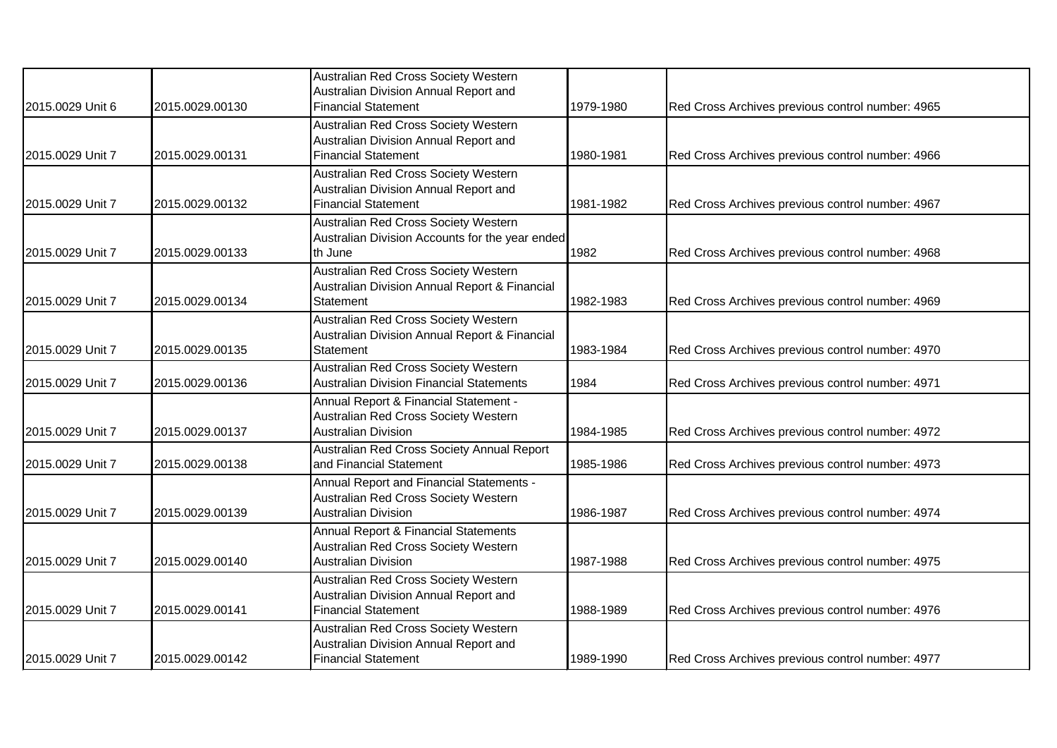| | | | | |
|---|---|---|---|---|
| 2015.0029 Unit 6 | 2015.0029.00130 | Australian Red Cross Society Western Australian Division Annual Report and Financial Statement | 1979-1980 | Red Cross Archives previous control number: 4965 |
| 2015.0029 Unit 7 | 2015.0029.00131 | Australian Red Cross Society Western Australian Division Annual Report and Financial Statement | 1980-1981 | Red Cross Archives previous control number: 4966 |
| 2015.0029 Unit 7 | 2015.0029.00132 | Australian Red Cross Society Western Australian Division Annual Report and Financial Statement | 1981-1982 | Red Cross Archives previous control number: 4967 |
| 2015.0029 Unit 7 | 2015.0029.00133 | Australian Red Cross Society Western Australian Division Accounts for the year ended th June | 1982 | Red Cross Archives previous control number: 4968 |
| 2015.0029 Unit 7 | 2015.0029.00134 | Australian Red Cross Society Western Australian Division Annual Report & Financial Statement | 1982-1983 | Red Cross Archives previous control number: 4969 |
| 2015.0029 Unit 7 | 2015.0029.00135 | Australian Red Cross Society Western Australian Division Annual Report & Financial Statement | 1983-1984 | Red Cross Archives previous control number: 4970 |
| 2015.0029 Unit 7 | 2015.0029.00136 | Australian Red Cross Society Western Australian Division Financial Statements | 1984 | Red Cross Archives previous control number: 4971 |
| 2015.0029 Unit 7 | 2015.0029.00137 | Annual Report & Financial Statement - Australian Red Cross Society Western Australian Division | 1984-1985 | Red Cross Archives previous control number: 4972 |
| 2015.0029 Unit 7 | 2015.0029.00138 | Australian Red Cross Society Annual Report and Financial Statement | 1985-1986 | Red Cross Archives previous control number: 4973 |
| 2015.0029 Unit 7 | 2015.0029.00139 | Annual Report and Financial Statements - Australian Red Cross Society Western Australian Division | 1986-1987 | Red Cross Archives previous control number: 4974 |
| 2015.0029 Unit 7 | 2015.0029.00140 | Annual Report & Financial Statements Australian Red Cross Society Western Australian Division | 1987-1988 | Red Cross Archives previous control number: 4975 |
| 2015.0029 Unit 7 | 2015.0029.00141 | Australian Red Cross Society Western Australian Division Annual Report and Financial Statement | 1988-1989 | Red Cross Archives previous control number: 4976 |
| 2015.0029 Unit 7 | 2015.0029.00142 | Australian Red Cross Society Western Australian Division Annual Report and Financial Statement | 1989-1990 | Red Cross Archives previous control number: 4977 |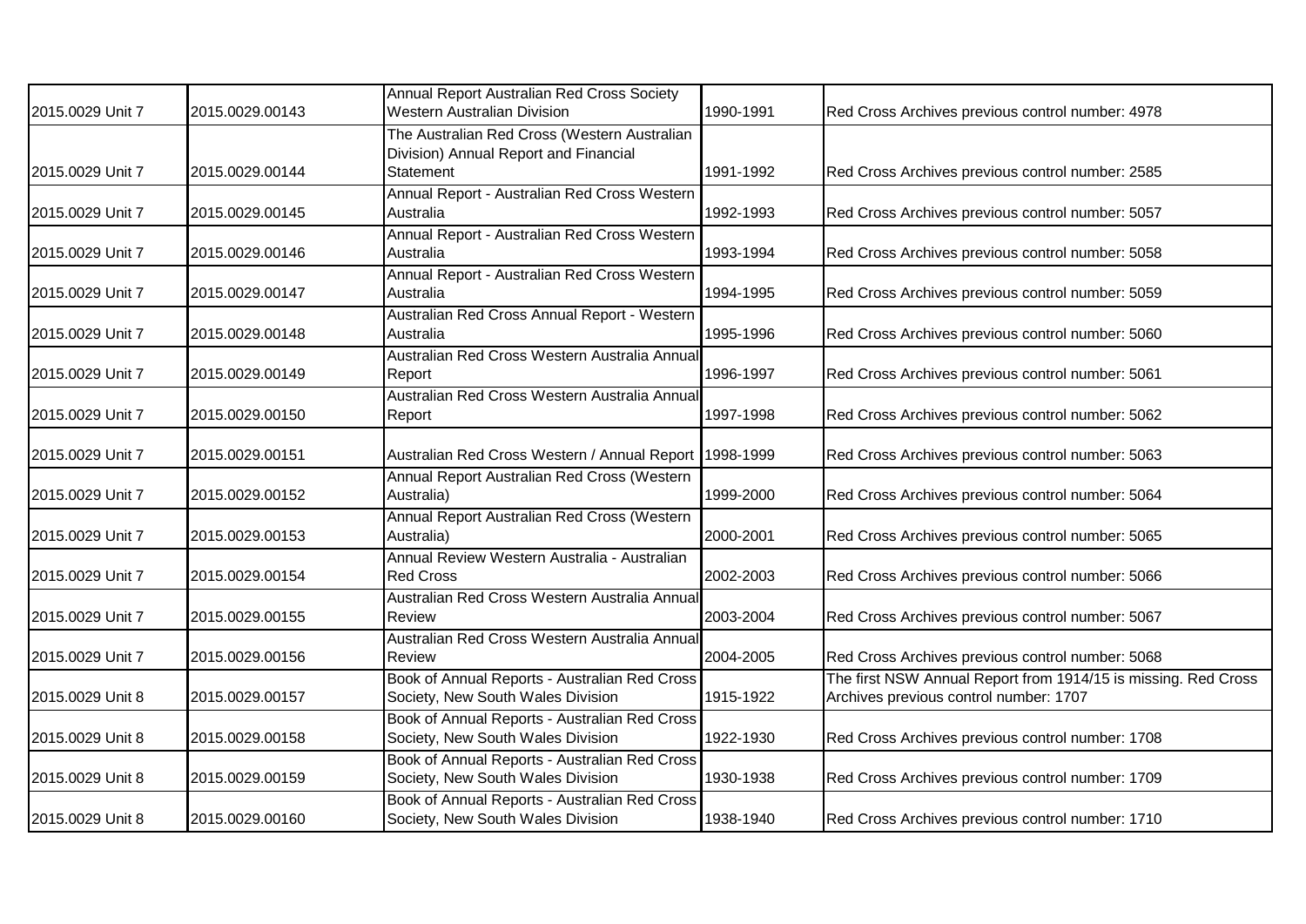| | | | | |
|---|---|---|---|---|
| 2015.0029 Unit 7 | 2015.0029.00143 | Annual Report Australian Red Cross Society Western Australian Division | 1990-1991 | Red Cross Archives previous control number: 4978 |
| 2015.0029 Unit 7 | 2015.0029.00144 | The Australian Red Cross (Western Australian Division) Annual Report and Financial Statement | 1991-1992 | Red Cross Archives previous control number: 2585 |
| 2015.0029 Unit 7 | 2015.0029.00145 | Annual Report - Australian Red Cross Western Australia | 1992-1993 | Red Cross Archives previous control number: 5057 |
| 2015.0029 Unit 7 | 2015.0029.00146 | Annual Report - Australian Red Cross Western Australia | 1993-1994 | Red Cross Archives previous control number: 5058 |
| 2015.0029 Unit 7 | 2015.0029.00147 | Annual Report - Australian Red Cross Western Australia | 1994-1995 | Red Cross Archives previous control number: 5059 |
| 2015.0029 Unit 7 | 2015.0029.00148 | Australian Red Cross Annual Report - Western Australia | 1995-1996 | Red Cross Archives previous control number: 5060 |
| 2015.0029 Unit 7 | 2015.0029.00149 | Australian Red Cross Western Australia Annual Report | 1996-1997 | Red Cross Archives previous control number: 5061 |
| 2015.0029 Unit 7 | 2015.0029.00150 | Australian Red Cross Western Australia Annual Report | 1997-1998 | Red Cross Archives previous control number: 5062 |
| 2015.0029 Unit 7 | 2015.0029.00151 | Australian Red Cross Western / Annual Report | 1998-1999 | Red Cross Archives previous control number: 5063 |
| 2015.0029 Unit 7 | 2015.0029.00152 | Annual Report Australian Red Cross (Western Australia) | 1999-2000 | Red Cross Archives previous control number: 5064 |
| 2015.0029 Unit 7 | 2015.0029.00153 | Annual Report Australian Red Cross (Western Australia) | 2000-2001 | Red Cross Archives previous control number: 5065 |
| 2015.0029 Unit 7 | 2015.0029.00154 | Annual Review Western Australia - Australian Red Cross | 2002-2003 | Red Cross Archives previous control number: 5066 |
| 2015.0029 Unit 7 | 2015.0029.00155 | Australian Red Cross Western Australia Annual Review | 2003-2004 | Red Cross Archives previous control number: 5067 |
| 2015.0029 Unit 7 | 2015.0029.00156 | Australian Red Cross Western Australia Annual Review | 2004-2005 | Red Cross Archives previous control number: 5068 |
| 2015.0029 Unit 8 | 2015.0029.00157 | Book of Annual Reports - Australian Red Cross Society, New South Wales Division | 1915-1922 | The first NSW Annual Report from 1914/15 is missing. Red Cross Archives previous control number: 1707 |
| 2015.0029 Unit 8 | 2015.0029.00158 | Book of Annual Reports - Australian Red Cross Society, New South Wales Division | 1922-1930 | Red Cross Archives previous control number: 1708 |
| 2015.0029 Unit 8 | 2015.0029.00159 | Book of Annual Reports - Australian Red Cross Society, New South Wales Division | 1930-1938 | Red Cross Archives previous control number: 1709 |
| 2015.0029 Unit 8 | 2015.0029.00160 | Book of Annual Reports - Australian Red Cross Society, New South Wales Division | 1938-1940 | Red Cross Archives previous control number: 1710 |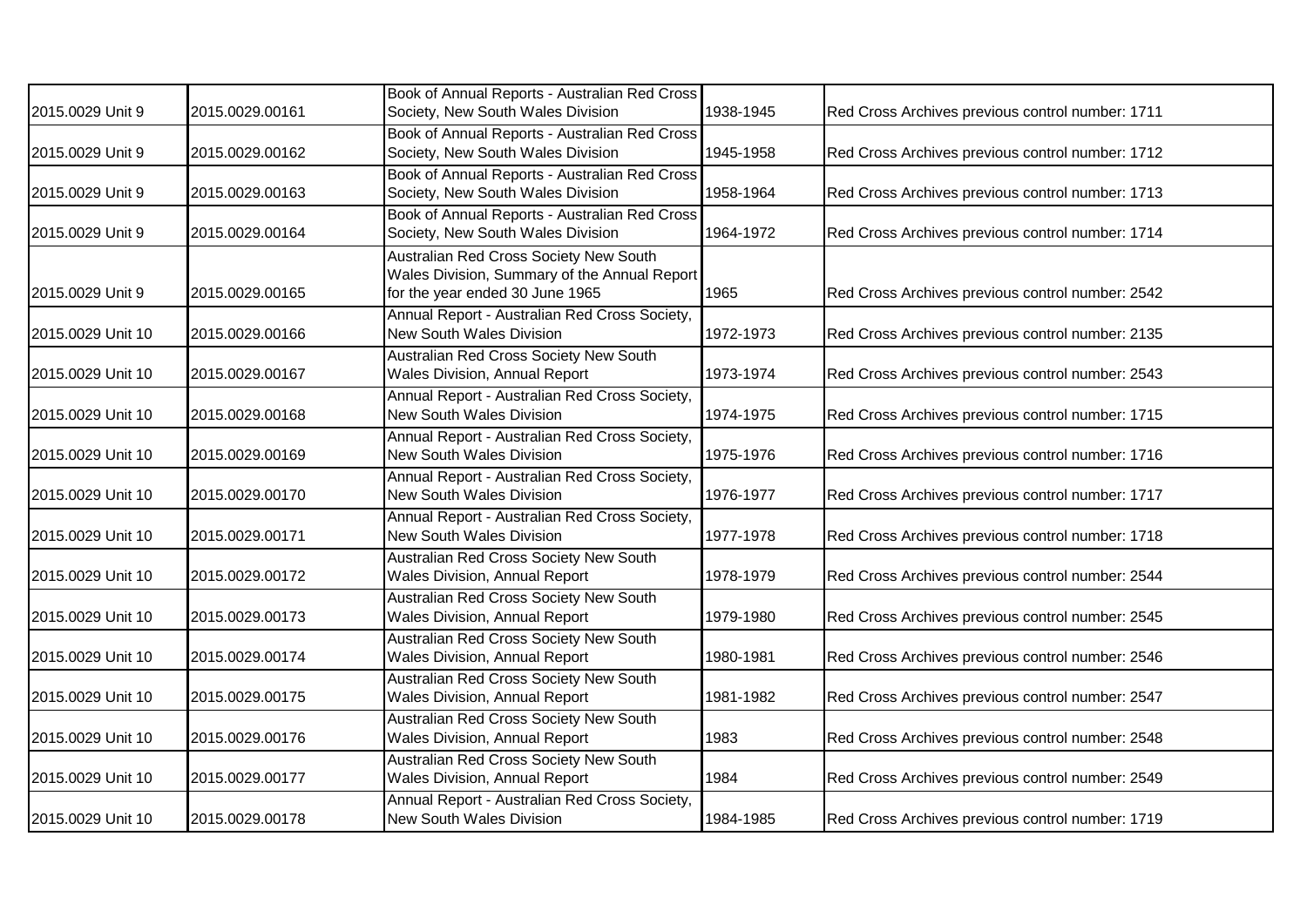| | | | | |
|---|---|---|---|---|
| 2015.0029 Unit 9 | 2015.0029.00161 | Book of Annual Reports - Australian Red Cross Society, New South Wales Division | 1938-1945 | Red Cross Archives previous control number: 1711 |
| 2015.0029 Unit 9 | 2015.0029.00162 | Book of Annual Reports - Australian Red Cross Society, New South Wales Division | 1945-1958 | Red Cross Archives previous control number: 1712 |
| 2015.0029 Unit 9 | 2015.0029.00163 | Book of Annual Reports - Australian Red Cross Society, New South Wales Division | 1958-1964 | Red Cross Archives previous control number: 1713 |
| 2015.0029 Unit 9 | 2015.0029.00164 | Book of Annual Reports - Australian Red Cross Society, New South Wales Division | 1964-1972 | Red Cross Archives previous control number: 1714 |
| 2015.0029 Unit 9 | 2015.0029.00165 | Australian Red Cross Society New South Wales Division, Summary of the Annual Report for the year ended 30 June 1965 | 1965 | Red Cross Archives previous control number: 2542 |
| 2015.0029 Unit 10 | 2015.0029.00166 | Annual Report - Australian Red Cross Society, New South Wales Division | 1972-1973 | Red Cross Archives previous control number: 2135 |
| 2015.0029 Unit 10 | 2015.0029.00167 | Australian Red Cross Society New South Wales Division, Annual Report | 1973-1974 | Red Cross Archives previous control number: 2543 |
| 2015.0029 Unit 10 | 2015.0029.00168 | Annual Report - Australian Red Cross Society, New South Wales Division | 1974-1975 | Red Cross Archives previous control number: 1715 |
| 2015.0029 Unit 10 | 2015.0029.00169 | Annual Report - Australian Red Cross Society, New South Wales Division | 1975-1976 | Red Cross Archives previous control number: 1716 |
| 2015.0029 Unit 10 | 2015.0029.00170 | Annual Report - Australian Red Cross Society, New South Wales Division | 1976-1977 | Red Cross Archives previous control number: 1717 |
| 2015.0029 Unit 10 | 2015.0029.00171 | Annual Report - Australian Red Cross Society, New South Wales Division | 1977-1978 | Red Cross Archives previous control number: 1718 |
| 2015.0029 Unit 10 | 2015.0029.00172 | Australian Red Cross Society New South Wales Division, Annual Report | 1978-1979 | Red Cross Archives previous control number: 2544 |
| 2015.0029 Unit 10 | 2015.0029.00173 | Australian Red Cross Society New South Wales Division, Annual Report | 1979-1980 | Red Cross Archives previous control number: 2545 |
| 2015.0029 Unit 10 | 2015.0029.00174 | Australian Red Cross Society New South Wales Division, Annual Report | 1980-1981 | Red Cross Archives previous control number: 2546 |
| 2015.0029 Unit 10 | 2015.0029.00175 | Australian Red Cross Society New South Wales Division, Annual Report | 1981-1982 | Red Cross Archives previous control number: 2547 |
| 2015.0029 Unit 10 | 2015.0029.00176 | Australian Red Cross Society New South Wales Division, Annual Report | 1983 | Red Cross Archives previous control number: 2548 |
| 2015.0029 Unit 10 | 2015.0029.00177 | Australian Red Cross Society New South Wales Division, Annual Report | 1984 | Red Cross Archives previous control number: 2549 |
| 2015.0029 Unit 10 | 2015.0029.00178 | Annual Report - Australian Red Cross Society, New South Wales Division | 1984-1985 | Red Cross Archives previous control number: 1719 |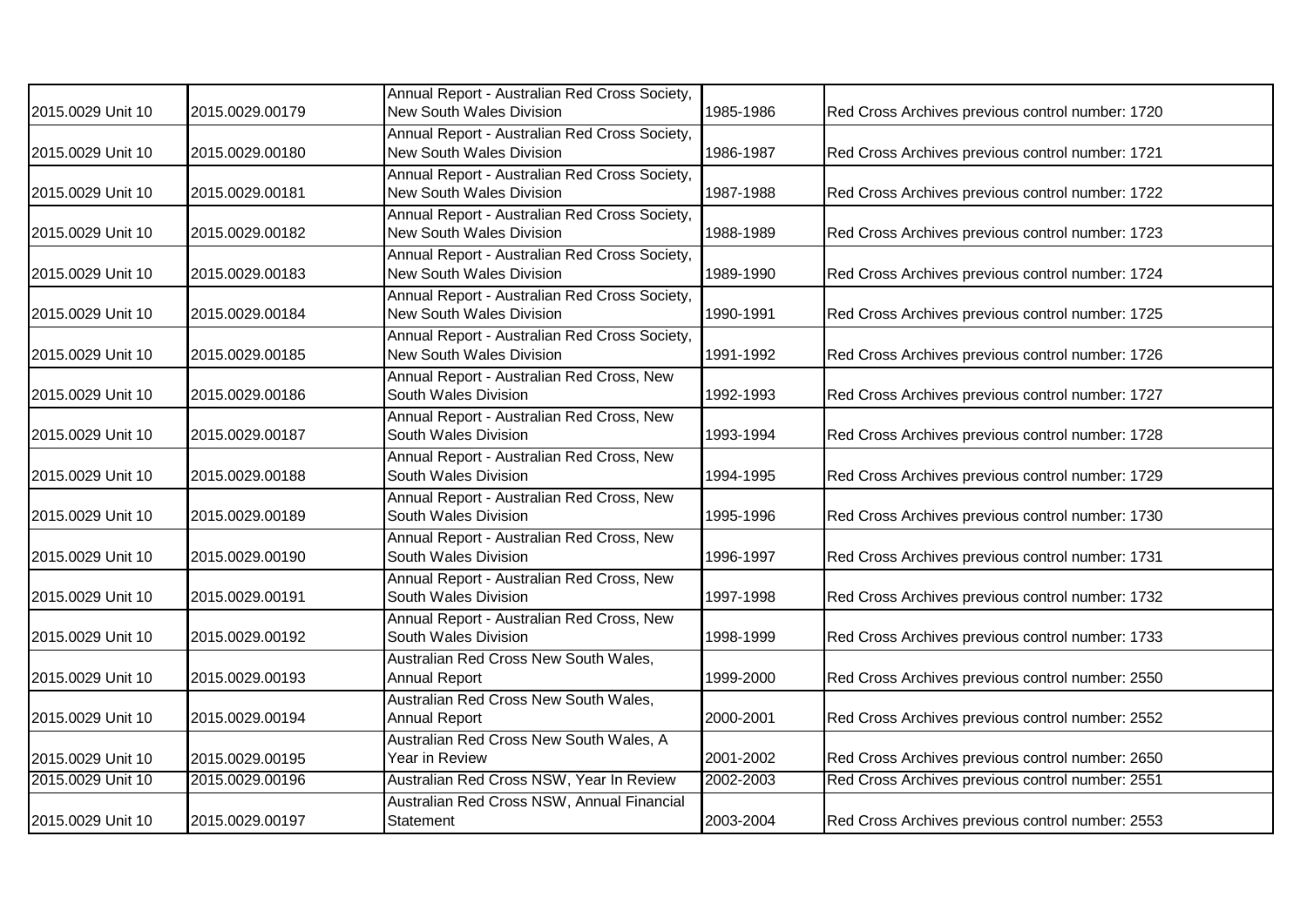| 2015.0029 Unit 10 | 2015.0029.00179 | Annual Report - Australian Red Cross Society, New South Wales Division | 1985-1986 | Red Cross Archives previous control number: 1720 |
|---|---|---|---|---|
| 2015.0029 Unit 10 | 2015.0029.00180 | Annual Report - Australian Red Cross Society, New South Wales Division | 1986-1987 | Red Cross Archives previous control number: 1721 |
| 2015.0029 Unit 10 | 2015.0029.00181 | Annual Report - Australian Red Cross Society, New South Wales Division | 1987-1988 | Red Cross Archives previous control number: 1722 |
| 2015.0029 Unit 10 | 2015.0029.00182 | Annual Report - Australian Red Cross Society, New South Wales Division | 1988-1989 | Red Cross Archives previous control number: 1723 |
| 2015.0029 Unit 10 | 2015.0029.00183 | Annual Report - Australian Red Cross Society, New South Wales Division | 1989-1990 | Red Cross Archives previous control number: 1724 |
| 2015.0029 Unit 10 | 2015.0029.00184 | Annual Report - Australian Red Cross Society, New South Wales Division | 1990-1991 | Red Cross Archives previous control number: 1725 |
| 2015.0029 Unit 10 | 2015.0029.00185 | Annual Report - Australian Red Cross Society, New South Wales Division | 1991-1992 | Red Cross Archives previous control number: 1726 |
| 2015.0029 Unit 10 | 2015.0029.00186 | Annual Report - Australian Red Cross, New South Wales Division | 1992-1993 | Red Cross Archives previous control number: 1727 |
| 2015.0029 Unit 10 | 2015.0029.00187 | Annual Report - Australian Red Cross, New South Wales Division | 1993-1994 | Red Cross Archives previous control number: 1728 |
| 2015.0029 Unit 10 | 2015.0029.00188 | Annual Report - Australian Red Cross, New South Wales Division | 1994-1995 | Red Cross Archives previous control number: 1729 |
| 2015.0029 Unit 10 | 2015.0029.00189 | Annual Report - Australian Red Cross, New South Wales Division | 1995-1996 | Red Cross Archives previous control number: 1730 |
| 2015.0029 Unit 10 | 2015.0029.00190 | Annual Report - Australian Red Cross, New South Wales Division | 1996-1997 | Red Cross Archives previous control number: 1731 |
| 2015.0029 Unit 10 | 2015.0029.00191 | Annual Report - Australian Red Cross, New South Wales Division | 1997-1998 | Red Cross Archives previous control number: 1732 |
| 2015.0029 Unit 10 | 2015.0029.00192 | Annual Report - Australian Red Cross, New South Wales Division | 1998-1999 | Red Cross Archives previous control number: 1733 |
| 2015.0029 Unit 10 | 2015.0029.00193 | Australian Red Cross New South Wales, Annual Report | 1999-2000 | Red Cross Archives previous control number: 2550 |
| 2015.0029 Unit 10 | 2015.0029.00194 | Australian Red Cross New South Wales, Annual Report | 2000-2001 | Red Cross Archives previous control number: 2552 |
| 2015.0029 Unit 10 | 2015.0029.00195 | Australian Red Cross New South Wales, A Year in Review | 2001-2002 | Red Cross Archives previous control number: 2650 |
| 2015.0029 Unit 10 | 2015.0029.00196 | Australian Red Cross NSW, Year In Review | 2002-2003 | Red Cross Archives previous control number: 2551 |
| 2015.0029 Unit 10 | 2015.0029.00197 | Australian Red Cross NSW, Annual Financial Statement | 2003-2004 | Red Cross Archives previous control number: 2553 |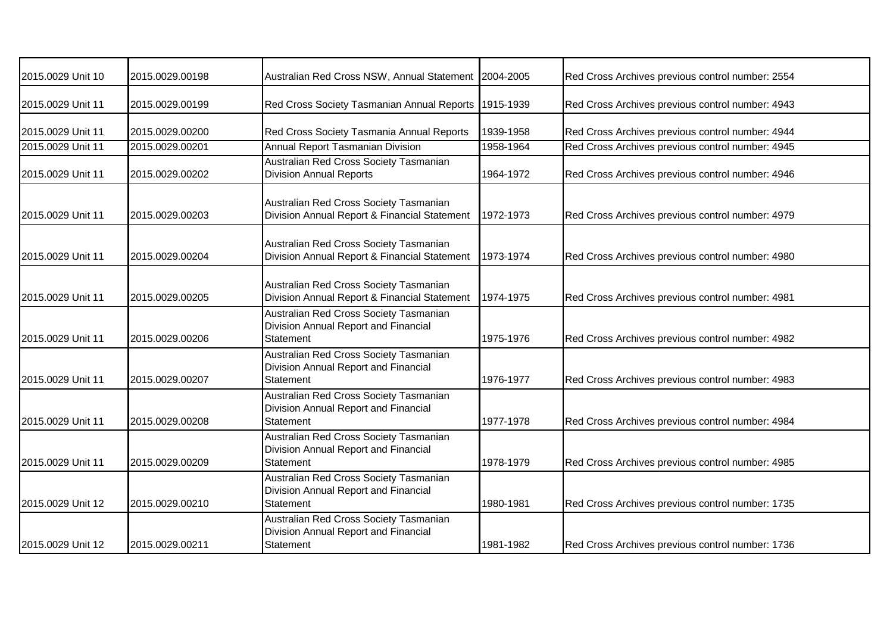| 2015.0029 Unit 10 | 2015.0029.00198 | Australian Red Cross NSW, Annual Statement | 2004-2005 | Red Cross Archives previous control number: 2554 |
|---|---|---|---|---|
| 2015.0029 Unit 11 | 2015.0029.00199 | Red Cross Society Tasmanian Annual Reports | 1915-1939 | Red Cross Archives previous control number: 4943 |
| 2015.0029 Unit 11 | 2015.0029.00200 | Red Cross Society Tasmania Annual Reports | 1939-1958 | Red Cross Archives previous control number: 4944 |
| 2015.0029 Unit 11 | 2015.0029.00201 | Annual Report Tasmanian Division | 1958-1964 | Red Cross Archives previous control number: 4945 |
| 2015.0029 Unit 11 | 2015.0029.00202 | Australian Red Cross Society Tasmanian Division Annual Reports | 1964-1972 | Red Cross Archives previous control number: 4946 |
| 2015.0029 Unit 11 | 2015.0029.00203 | Australian Red Cross Society Tasmanian Division Annual Report & Financial Statement | 1972-1973 | Red Cross Archives previous control number: 4979 |
| 2015.0029 Unit 11 | 2015.0029.00204 | Australian Red Cross Society Tasmanian Division Annual Report & Financial Statement | 1973-1974 | Red Cross Archives previous control number: 4980 |
| 2015.0029 Unit 11 | 2015.0029.00205 | Australian Red Cross Society Tasmanian Division Annual Report & Financial Statement | 1974-1975 | Red Cross Archives previous control number: 4981 |
| 2015.0029 Unit 11 | 2015.0029.00206 | Australian Red Cross Society Tasmanian Division Annual Report and Financial Statement | 1975-1976 | Red Cross Archives previous control number: 4982 |
| 2015.0029 Unit 11 | 2015.0029.00207 | Australian Red Cross Society Tasmanian Division Annual Report and Financial Statement | 1976-1977 | Red Cross Archives previous control number: 4983 |
| 2015.0029 Unit 11 | 2015.0029.00208 | Australian Red Cross Society Tasmanian Division Annual Report and Financial Statement | 1977-1978 | Red Cross Archives previous control number: 4984 |
| 2015.0029 Unit 11 | 2015.0029.00209 | Australian Red Cross Society Tasmanian Division Annual Report and Financial Statement | 1978-1979 | Red Cross Archives previous control number: 4985 |
| 2015.0029 Unit 12 | 2015.0029.00210 | Australian Red Cross Society Tasmanian Division Annual Report and Financial Statement | 1980-1981 | Red Cross Archives previous control number: 1735 |
| 2015.0029 Unit 12 | 2015.0029.00211 | Australian Red Cross Society Tasmanian Division Annual Report and Financial Statement | 1981-1982 | Red Cross Archives previous control number: 1736 |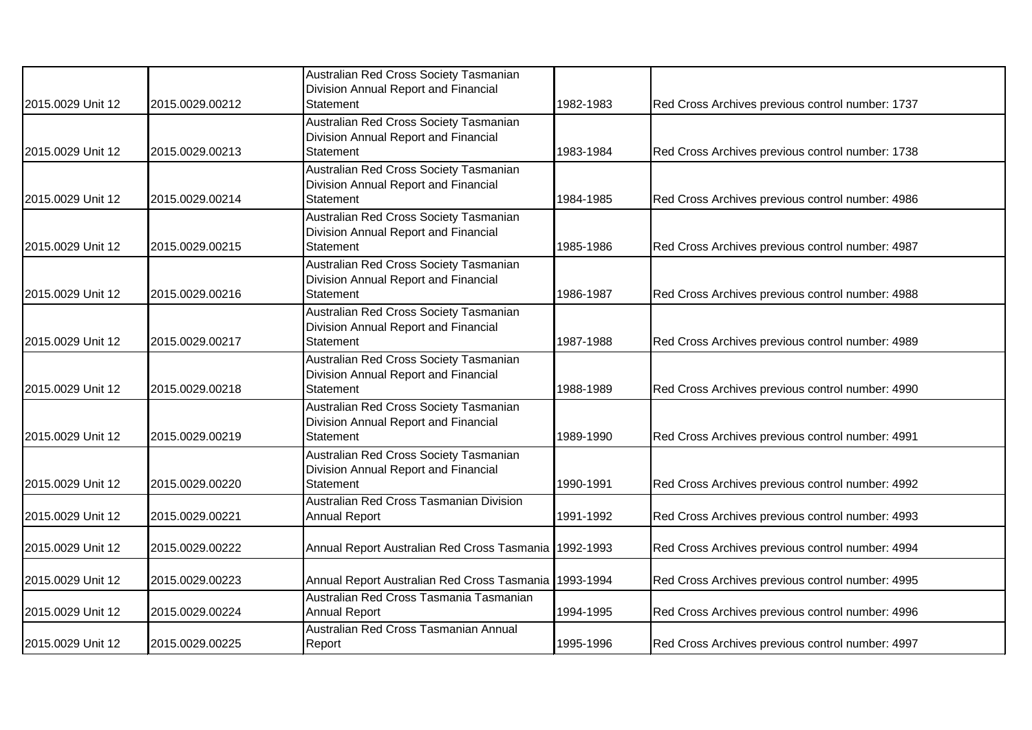| | | | | |
|---|---|---|---|---|
| 2015.0029 Unit 12 | 2015.0029.00212 | Australian Red Cross Society Tasmanian Division Annual Report and Financial Statement | 1982-1983 | Red Cross Archives previous control number: 1737 |
| 2015.0029 Unit 12 | 2015.0029.00213 | Australian Red Cross Society Tasmanian Division Annual Report and Financial Statement | 1983-1984 | Red Cross Archives previous control number: 1738 |
| 2015.0029 Unit 12 | 2015.0029.00214 | Australian Red Cross Society Tasmanian Division Annual Report and Financial Statement | 1984-1985 | Red Cross Archives previous control number: 4986 |
| 2015.0029 Unit 12 | 2015.0029.00215 | Australian Red Cross Society Tasmanian Division Annual Report and Financial Statement | 1985-1986 | Red Cross Archives previous control number: 4987 |
| 2015.0029 Unit 12 | 2015.0029.00216 | Australian Red Cross Society Tasmanian Division Annual Report and Financial Statement | 1986-1987 | Red Cross Archives previous control number: 4988 |
| 2015.0029 Unit 12 | 2015.0029.00217 | Australian Red Cross Society Tasmanian Division Annual Report and Financial Statement | 1987-1988 | Red Cross Archives previous control number: 4989 |
| 2015.0029 Unit 12 | 2015.0029.00218 | Australian Red Cross Society Tasmanian Division Annual Report and Financial Statement | 1988-1989 | Red Cross Archives previous control number: 4990 |
| 2015.0029 Unit 12 | 2015.0029.00219 | Australian Red Cross Society Tasmanian Division Annual Report and Financial Statement | 1989-1990 | Red Cross Archives previous control number: 4991 |
| 2015.0029 Unit 12 | 2015.0029.00220 | Australian Red Cross Society Tasmanian Division Annual Report and Financial Statement | 1990-1991 | Red Cross Archives previous control number: 4992 |
| 2015.0029 Unit 12 | 2015.0029.00221 | Australian Red Cross Tasmanian Division Annual Report | 1991-1992 | Red Cross Archives previous control number: 4993 |
| 2015.0029 Unit 12 | 2015.0029.00222 | Annual Report Australian Red Cross Tasmania | 1992-1993 | Red Cross Archives previous control number: 4994 |
| 2015.0029 Unit 12 | 2015.0029.00223 | Annual Report Australian Red Cross Tasmania | 1993-1994 | Red Cross Archives previous control number: 4995 |
| 2015.0029 Unit 12 | 2015.0029.00224 | Australian Red Cross Tasmania Tasmanian Annual Report | 1994-1995 | Red Cross Archives previous control number: 4996 |
| 2015.0029 Unit 12 | 2015.0029.00225 | Australian Red Cross Tasmanian Annual Report | 1995-1996 | Red Cross Archives previous control number: 4997 |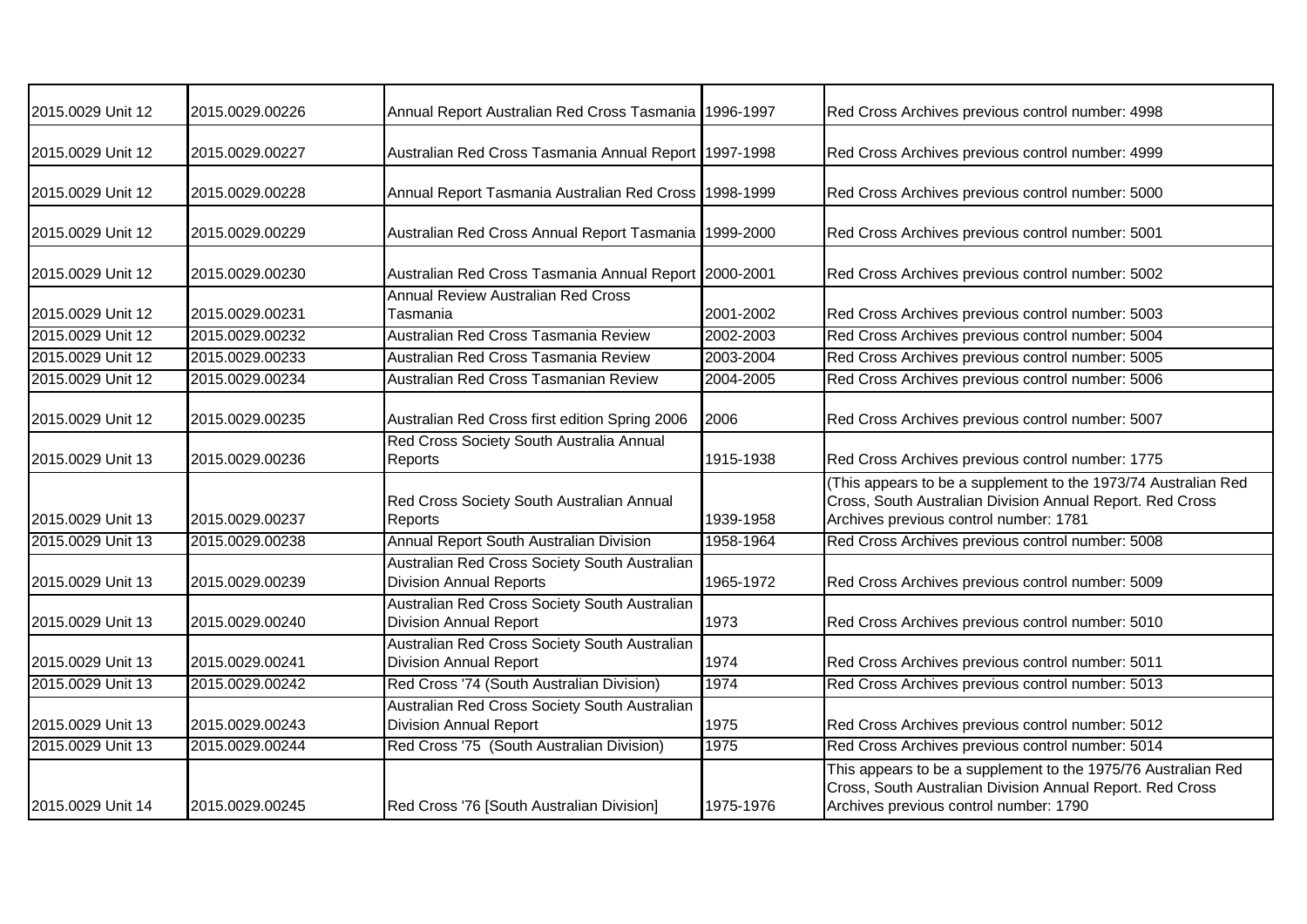| 2015.0029 Unit 12 | 2015.0029.00226 | Annual Report Australian Red Cross Tasmania | 1996-1997 | Red Cross Archives previous control number: 4998 |
|---|---|---|---|---|
| 2015.0029 Unit 12 | 2015.0029.00227 | Australian Red Cross Tasmania Annual Report | 1997-1998 | Red Cross Archives previous control number: 4999 |
| 2015.0029 Unit 12 | 2015.0029.00228 | Annual Report Tasmania Australian Red Cross | 1998-1999 | Red Cross Archives previous control number: 5000 |
| 2015.0029 Unit 12 | 2015.0029.00229 | Australian Red Cross Annual Report Tasmania | 1999-2000 | Red Cross Archives previous control number: 5001 |
| 2015.0029 Unit 12 | 2015.0029.00230 | Australian Red Cross Tasmania Annual Report | 2000-2001 | Red Cross Archives previous control number: 5002 |
| 2015.0029 Unit 12 | 2015.0029.00231 | Annual Review Australian Red Cross Tasmania | 2001-2002 | Red Cross Archives previous control number: 5003 |
| 2015.0029 Unit 12 | 2015.0029.00232 | Australian Red Cross Tasmania Review | 2002-2003 | Red Cross Archives previous control number: 5004 |
| 2015.0029 Unit 12 | 2015.0029.00233 | Australian Red Cross Tasmania Review | 2003-2004 | Red Cross Archives previous control number: 5005 |
| 2015.0029 Unit 12 | 2015.0029.00234 | Australian Red Cross Tasmanian Review | 2004-2005 | Red Cross Archives previous control number: 5006 |
| 2015.0029 Unit 12 | 2015.0029.00235 | Australian Red Cross first edition Spring 2006 | 2006 | Red Cross Archives previous control number: 5007 |
| 2015.0029 Unit 13 | 2015.0029.00236 | Red Cross Society South Australia Annual Reports | 1915-1938 | Red Cross Archives previous control number: 1775 |
| 2015.0029 Unit 13 | 2015.0029.00237 | Red Cross Society South Australian Annual Reports | 1939-1958 | (This appears to be a supplement to the 1973/74 Australian Red Cross, South Australian Division Annual Report. Red Cross Archives previous control number: 1781 |
| 2015.0029 Unit 13 | 2015.0029.00238 | Annual Report South Australian Division | 1958-1964 | Red Cross Archives previous control number: 5008 |
| 2015.0029 Unit 13 | 2015.0029.00239 | Australian Red Cross Society South Australian Division Annual Reports | 1965-1972 | Red Cross Archives previous control number: 5009 |
| 2015.0029 Unit 13 | 2015.0029.00240 | Australian Red Cross Society South Australian Division Annual Report | 1973 | Red Cross Archives previous control number: 5010 |
| 2015.0029 Unit 13 | 2015.0029.00241 | Australian Red Cross Society South Australian Division Annual Report | 1974 | Red Cross Archives previous control number: 5011 |
| 2015.0029 Unit 13 | 2015.0029.00242 | Red Cross '74 (South Australian Division) | 1974 | Red Cross Archives previous control number: 5013 |
| 2015.0029 Unit 13 | 2015.0029.00243 | Australian Red Cross Society South Australian Division Annual Report | 1975 | Red Cross Archives previous control number: 5012 |
| 2015.0029 Unit 13 | 2015.0029.00244 | Red Cross '75 (South Australian Division) | 1975 | Red Cross Archives previous control number: 5014 |
| 2015.0029 Unit 14 | 2015.0029.00245 | Red Cross '76 [South Australian Division] | 1975-1976 | This appears to be a supplement to the 1975/76 Australian Red Cross, South Australian Division Annual Report. Red Cross Archives previous control number: 1790 |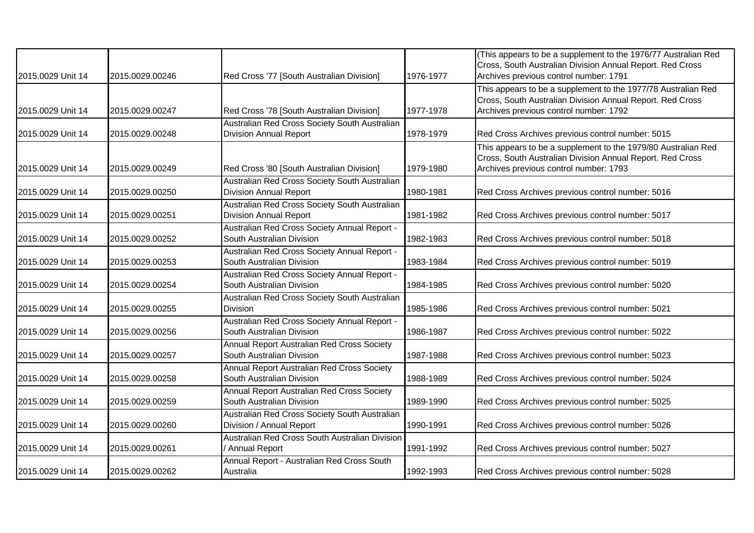| | | | | |
|---|---|---|---|---|
| 2015.0029 Unit 14 | 2015.0029.00246 | Red Cross '77 [South Australian Division] | 1976-1977 | (This appears to be a supplement to the 1976/77 Australian Red Cross, South Australian Division Annual Report. Red Cross Archives previous control number: 1791 |
| 2015.0029 Unit 14 | 2015.0029.00247 | Red Cross '78 [South Australian Division] | 1977-1978 | This appears to be a supplement to the 1977/78 Australian Red Cross, South Australian Division Annual Report. Red Cross Archives previous control number: 1792 |
| 2015.0029 Unit 14 | 2015.0029.00248 | Australian Red Cross Society South Australian Division Annual Report | 1978-1979 | Red Cross Archives previous control number: 5015 |
| 2015.0029 Unit 14 | 2015.0029.00249 | Red Cross '80 [South Australian Division] | 1979-1980 | This appears to be a supplement to the 1979/80 Australian Red Cross, South Australian Division Annual Report. Red Cross Archives previous control number: 1793 |
| 2015.0029 Unit 14 | 2015.0029.00250 | Australian Red Cross Society South Australian Division Annual Report | 1980-1981 | Red Cross Archives previous control number: 5016 |
| 2015.0029 Unit 14 | 2015.0029.00251 | Australian Red Cross Society South Australian Division Annual Report | 1981-1982 | Red Cross Archives previous control number: 5017 |
| 2015.0029 Unit 14 | 2015.0029.00252 | Australian Red Cross Society Annual Report - South Australian Division | 1982-1983 | Red Cross Archives previous control number: 5018 |
| 2015.0029 Unit 14 | 2015.0029.00253 | Australian Red Cross Society Annual Report - South Australian Division | 1983-1984 | Red Cross Archives previous control number: 5019 |
| 2015.0029 Unit 14 | 2015.0029.00254 | Australian Red Cross Society Annual Report - South Australian Division | 1984-1985 | Red Cross Archives previous control number: 5020 |
| 2015.0029 Unit 14 | 2015.0029.00255 | Australian Red Cross Society South Australian Division | 1985-1986 | Red Cross Archives previous control number: 5021 |
| 2015.0029 Unit 14 | 2015.0029.00256 | Australian Red Cross Society Annual Report - South Australian Division | 1986-1987 | Red Cross Archives previous control number: 5022 |
| 2015.0029 Unit 14 | 2015.0029.00257 | Annual Report Australian Red Cross Society South Australian Division | 1987-1988 | Red Cross Archives previous control number: 5023 |
| 2015.0029 Unit 14 | 2015.0029.00258 | Annual Report Australian Red Cross Society South Australian Division | 1988-1989 | Red Cross Archives previous control number: 5024 |
| 2015.0029 Unit 14 | 2015.0029.00259 | Annual Report Australian Red Cross Society South Australian Division | 1989-1990 | Red Cross Archives previous control number: 5025 |
| 2015.0029 Unit 14 | 2015.0029.00260 | Australian Red Cross Society South Australian Division / Annual Report | 1990-1991 | Red Cross Archives previous control number: 5026 |
| 2015.0029 Unit 14 | 2015.0029.00261 | Australian Red Cross South Australian Division / Annual Report | 1991-1992 | Red Cross Archives previous control number: 5027 |
| 2015.0029 Unit 14 | 2015.0029.00262 | Annual Report - Australian Red Cross South Australia | 1992-1993 | Red Cross Archives previous control number: 5028 |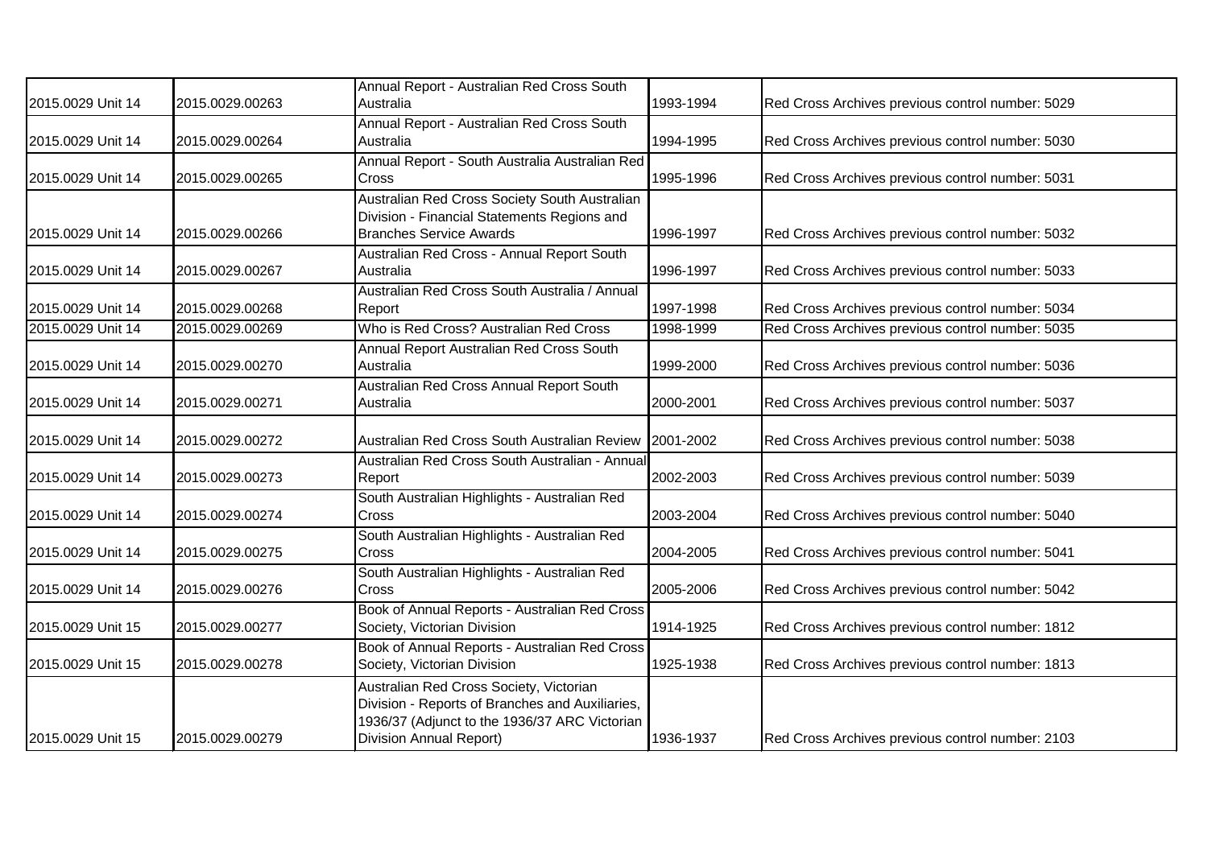| | | | | |
|---|---|---|---|---|
| 2015.0029 Unit 14 | 2015.0029.00263 | Annual Report - Australian Red Cross South Australia | 1993-1994 | Red Cross Archives previous control number: 5029 |
| 2015.0029 Unit 14 | 2015.0029.00264 | Annual Report - Australian Red Cross South Australia | 1994-1995 | Red Cross Archives previous control number: 5030 |
| 2015.0029 Unit 14 | 2015.0029.00265 | Annual Report - South Australia Australian Red Cross | 1995-1996 | Red Cross Archives previous control number: 5031 |
| 2015.0029 Unit 14 | 2015.0029.00266 | Australian Red Cross Society South Australian Division - Financial Statements Regions and Branches Service Awards | 1996-1997 | Red Cross Archives previous control number: 5032 |
| 2015.0029 Unit 14 | 2015.0029.00267 | Australian Red Cross - Annual Report South Australia | 1996-1997 | Red Cross Archives previous control number: 5033 |
| 2015.0029 Unit 14 | 2015.0029.00268 | Australian Red Cross South Australia / Annual Report | 1997-1998 | Red Cross Archives previous control number: 5034 |
| 2015.0029 Unit 14 | 2015.0029.00269 | Who is Red Cross? Australian Red Cross | 1998-1999 | Red Cross Archives previous control number: 5035 |
| 2015.0029 Unit 14 | 2015.0029.00270 | Annual Report Australian Red Cross South Australia | 1999-2000 | Red Cross Archives previous control number: 5036 |
| 2015.0029 Unit 14 | 2015.0029.00271 | Australian Red Cross Annual Report South Australia | 2000-2001 | Red Cross Archives previous control number: 5037 |
| 2015.0029 Unit 14 | 2015.0029.00272 | Australian Red Cross South Australian Review | 2001-2002 | Red Cross Archives previous control number: 5038 |
| 2015.0029 Unit 14 | 2015.0029.00273 | Australian Red Cross South Australian - Annual Report | 2002-2003 | Red Cross Archives previous control number: 5039 |
| 2015.0029 Unit 14 | 2015.0029.00274 | South Australian Highlights - Australian Red Cross | 2003-2004 | Red Cross Archives previous control number: 5040 |
| 2015.0029 Unit 14 | 2015.0029.00275 | South Australian Highlights - Australian Red Cross | 2004-2005 | Red Cross Archives previous control number: 5041 |
| 2015.0029 Unit 14 | 2015.0029.00276 | South Australian Highlights - Australian Red Cross | 2005-2006 | Red Cross Archives previous control number: 5042 |
| 2015.0029 Unit 15 | 2015.0029.00277 | Book of Annual Reports - Australian Red Cross Society, Victorian Division | 1914-1925 | Red Cross Archives previous control number: 1812 |
| 2015.0029 Unit 15 | 2015.0029.00278 | Book of Annual Reports - Australian Red Cross Society, Victorian Division | 1925-1938 | Red Cross Archives previous control number: 1813 |
| 2015.0029 Unit 15 | 2015.0029.00279 | Australian Red Cross Society, Victorian Division - Reports of Branches and Auxiliaries, 1936/37 (Adjunct to the 1936/37 ARC Victorian Division Annual Report) | 1936-1937 | Red Cross Archives previous control number: 2103 |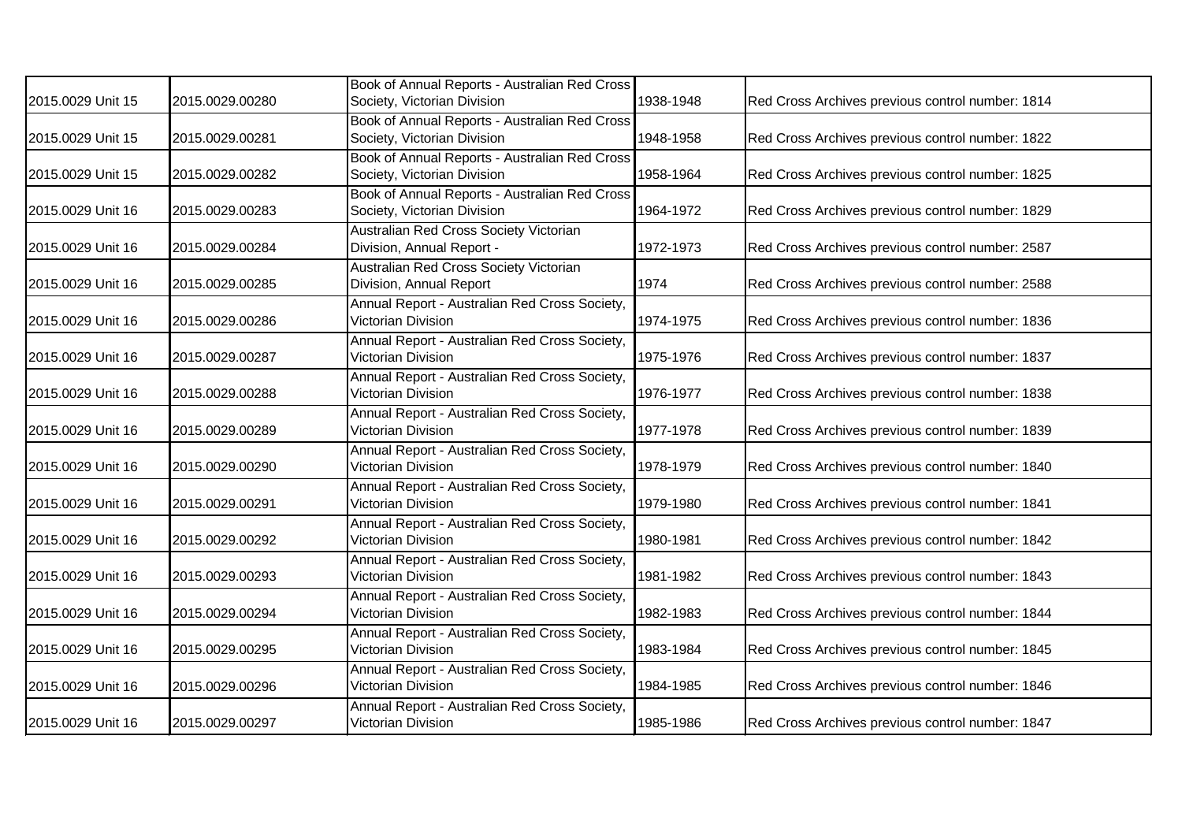| | | | | |
|---|---|---|---|---|
| 2015.0029 Unit 15 | 2015.0029.00280 | Book of Annual Reports - Australian Red Cross Society, Victorian Division | 1938-1948 | Red Cross Archives previous control number: 1814 |
| 2015.0029 Unit 15 | 2015.0029.00281 | Book of Annual Reports - Australian Red Cross Society, Victorian Division | 1948-1958 | Red Cross Archives previous control number: 1822 |
| 2015.0029 Unit 15 | 2015.0029.00282 | Book of Annual Reports - Australian Red Cross Society, Victorian Division | 1958-1964 | Red Cross Archives previous control number: 1825 |
| 2015.0029 Unit 16 | 2015.0029.00283 | Book of Annual Reports - Australian Red Cross Society, Victorian Division | 1964-1972 | Red Cross Archives previous control number: 1829 |
| 2015.0029 Unit 16 | 2015.0029.00284 | Australian Red Cross Society Victorian Division, Annual Report - | 1972-1973 | Red Cross Archives previous control number: 2587 |
| 2015.0029 Unit 16 | 2015.0029.00285 | Australian Red Cross Society Victorian Division, Annual Report | 1974 | Red Cross Archives previous control number: 2588 |
| 2015.0029 Unit 16 | 2015.0029.00286 | Annual Report - Australian Red Cross Society, Victorian Division | 1974-1975 | Red Cross Archives previous control number: 1836 |
| 2015.0029 Unit 16 | 2015.0029.00287 | Annual Report - Australian Red Cross Society, Victorian Division | 1975-1976 | Red Cross Archives previous control number: 1837 |
| 2015.0029 Unit 16 | 2015.0029.00288 | Annual Report - Australian Red Cross Society, Victorian Division | 1976-1977 | Red Cross Archives previous control number: 1838 |
| 2015.0029 Unit 16 | 2015.0029.00289 | Annual Report - Australian Red Cross Society, Victorian Division | 1977-1978 | Red Cross Archives previous control number: 1839 |
| 2015.0029 Unit 16 | 2015.0029.00290 | Annual Report - Australian Red Cross Society, Victorian Division | 1978-1979 | Red Cross Archives previous control number: 1840 |
| 2015.0029 Unit 16 | 2015.0029.00291 | Annual Report - Australian Red Cross Society, Victorian Division | 1979-1980 | Red Cross Archives previous control number: 1841 |
| 2015.0029 Unit 16 | 2015.0029.00292 | Annual Report - Australian Red Cross Society, Victorian Division | 1980-1981 | Red Cross Archives previous control number: 1842 |
| 2015.0029 Unit 16 | 2015.0029.00293 | Annual Report - Australian Red Cross Society, Victorian Division | 1981-1982 | Red Cross Archives previous control number: 1843 |
| 2015.0029 Unit 16 | 2015.0029.00294 | Annual Report - Australian Red Cross Society, Victorian Division | 1982-1983 | Red Cross Archives previous control number: 1844 |
| 2015.0029 Unit 16 | 2015.0029.00295 | Annual Report - Australian Red Cross Society, Victorian Division | 1983-1984 | Red Cross Archives previous control number: 1845 |
| 2015.0029 Unit 16 | 2015.0029.00296 | Annual Report - Australian Red Cross Society, Victorian Division | 1984-1985 | Red Cross Archives previous control number: 1846 |
| 2015.0029 Unit 16 | 2015.0029.00297 | Annual Report - Australian Red Cross Society, Victorian Division | 1985-1986 | Red Cross Archives previous control number: 1847 |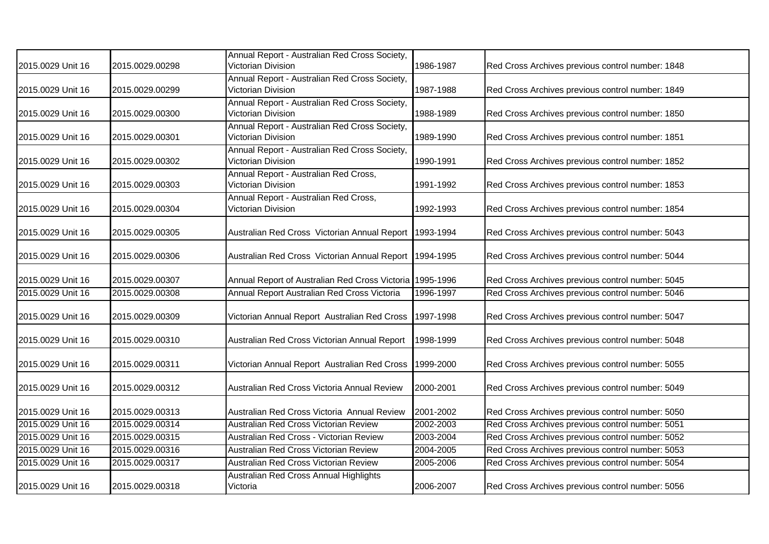| | | | | |
|---|---|---|---|---|
| 2015.0029 Unit 16 | 2015.0029.00298 | Annual Report - Australian Red Cross Society, Victorian Division | 1986-1987 | Red Cross Archives previous control number: 1848 |
| 2015.0029 Unit 16 | 2015.0029.00299 | Annual Report - Australian Red Cross Society, Victorian Division | 1987-1988 | Red Cross Archives previous control number: 1849 |
| 2015.0029 Unit 16 | 2015.0029.00300 | Annual Report - Australian Red Cross Society, Victorian Division | 1988-1989 | Red Cross Archives previous control number: 1850 |
| 2015.0029 Unit 16 | 2015.0029.00301 | Annual Report - Australian Red Cross Society, Victorian Division | 1989-1990 | Red Cross Archives previous control number: 1851 |
| 2015.0029 Unit 16 | 2015.0029.00302 | Annual Report - Australian Red Cross Society, Victorian Division | 1990-1991 | Red Cross Archives previous control number: 1852 |
| 2015.0029 Unit 16 | 2015.0029.00303 | Annual Report - Australian Red Cross, Victorian Division | 1991-1992 | Red Cross Archives previous control number: 1853 |
| 2015.0029 Unit 16 | 2015.0029.00304 | Annual Report - Australian Red Cross, Victorian Division | 1992-1993 | Red Cross Archives previous control number: 1854 |
| 2015.0029 Unit 16 | 2015.0029.00305 | Australian Red Cross Victorian Annual Report | 1993-1994 | Red Cross Archives previous control number: 5043 |
| 2015.0029 Unit 16 | 2015.0029.00306 | Australian Red Cross Victorian Annual Report | 1994-1995 | Red Cross Archives previous control number: 5044 |
| 2015.0029 Unit 16 | 2015.0029.00307 | Annual Report of Australian Red Cross Victoria | 1995-1996 | Red Cross Archives previous control number: 5045 |
| 2015.0029 Unit 16 | 2015.0029.00308 | Annual Report Australian Red Cross Victoria | 1996-1997 | Red Cross Archives previous control number: 5046 |
| 2015.0029 Unit 16 | 2015.0029.00309 | Victorian Annual Report Australian Red Cross | 1997-1998 | Red Cross Archives previous control number: 5047 |
| 2015.0029 Unit 16 | 2015.0029.00310 | Australian Red Cross Victorian Annual Report | 1998-1999 | Red Cross Archives previous control number: 5048 |
| 2015.0029 Unit 16 | 2015.0029.00311 | Victorian Annual Report Australian Red Cross | 1999-2000 | Red Cross Archives previous control number: 5055 |
| 2015.0029 Unit 16 | 2015.0029.00312 | Australian Red Cross Victoria Annual Review | 2000-2001 | Red Cross Archives previous control number: 5049 |
| 2015.0029 Unit 16 | 2015.0029.00313 | Australian Red Cross Victoria Annual Review | 2001-2002 | Red Cross Archives previous control number: 5050 |
| 2015.0029 Unit 16 | 2015.0029.00314 | Australian Red Cross Victorian Review | 2002-2003 | Red Cross Archives previous control number: 5051 |
| 2015.0029 Unit 16 | 2015.0029.00315 | Australian Red Cross - Victorian Review | 2003-2004 | Red Cross Archives previous control number: 5052 |
| 2015.0029 Unit 16 | 2015.0029.00316 | Australian Red Cross Victorian Review | 2004-2005 | Red Cross Archives previous control number: 5053 |
| 2015.0029 Unit 16 | 2015.0029.00317 | Australian Red Cross Victorian Review | 2005-2006 | Red Cross Archives previous control number: 5054 |
| 2015.0029 Unit 16 | 2015.0029.00318 | Australian Red Cross Annual Highlights Victoria | 2006-2007 | Red Cross Archives previous control number: 5056 |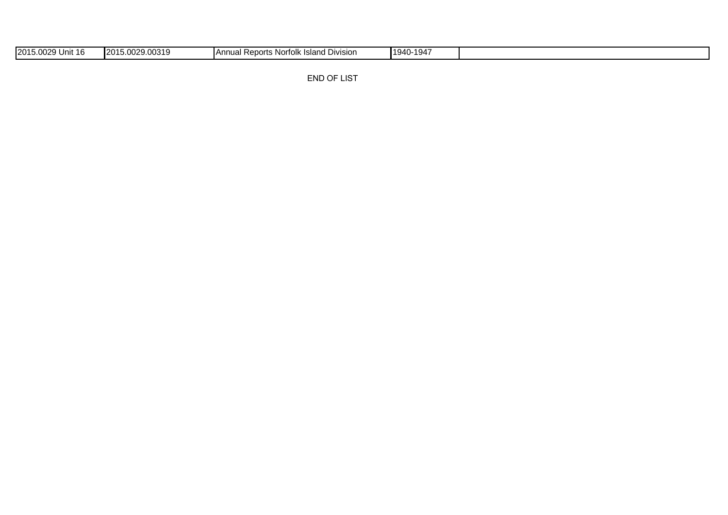| | | | | |
|---|---|---|---|---|
| 2015.0029 Unit 16 | 2015.0029.00319 | Annual Reports Norfolk Island Division | 1940-1947 | |

END OF LIST